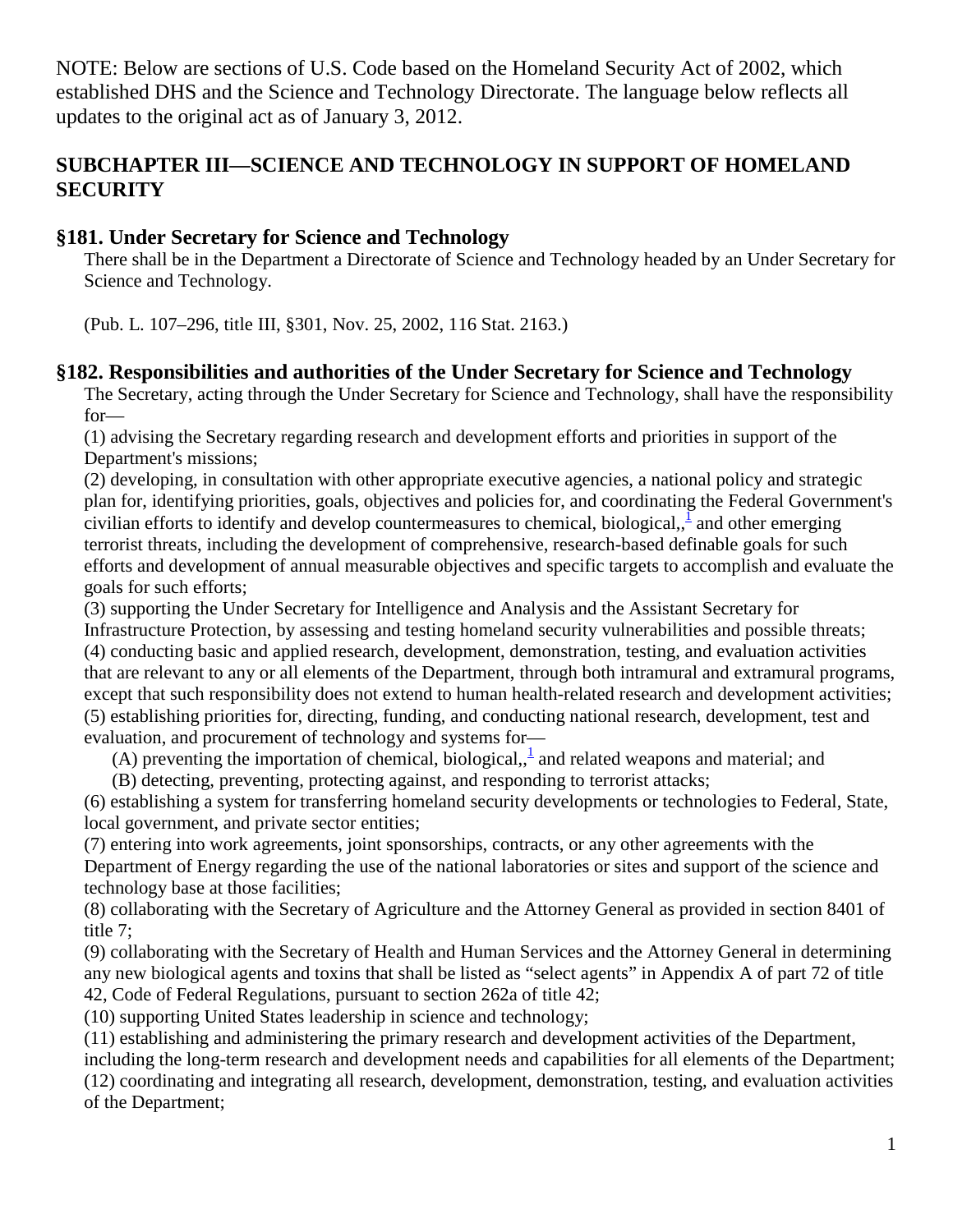NOTE: Below are sections of U.S. Code based on the Homeland Security Act of 2002, which established DHS and the Science and Technology Directorate. The language below reflects all updates to the original act as of January 3, 2012.

## SUBCHAPTER III—SCIENCE AND TECHNOLOGY IN SUPPORT OF HOMELAND SECURITY

### §181. Under Secretary for Science and Technology

There shall be in the Department a Directorate of Science and Technology headed by an Under Secretary for Science and Technology.

(Pub. L. 107–296, title III, §301, Nov. 25, 2002, 116 Stat. 2163.)

### §182. Responsibilities and authorities of the Under Secretary for Science and Technology

The Secretary, acting through the Under Secretary for Science and Technology, shall have the responsibility for—

(1) advising the Secretary regarding research and development efforts and priorities in support of the Department's missions;

(2) developing, in consultation with other appropriate executive agencies, a national policy and strategic plan for, identifying priorities, goals, objectives and policies for, and coordinating the Federal Government's civilian efforts to identify and develop countermeasures to chemical, biological,,[1] and other emerging terrorist threats, including the development of comprehensive, research-based definable goals for such efforts and development of annual measurable objectives and specific targets to accomplish and evaluate the goals for such efforts;

(3) supporting the Under Secretary for Intelligence and Analysis and the Assistant Secretary for Infrastructure Protection, by assessing and testing homeland security vulnerabilities and possible threats;

(4) conducting basic and applied research, development, demonstration, testing, and evaluation activities that are relevant to any or all elements of the Department, through both intramural and extramural programs, except that such responsibility does not extend to human health-related research and development activities;

(5) establishing priorities for, directing, funding, and conducting national research, development, test and evaluation, and procurement of technology and systems for—

(A) preventing the importation of chemical, biological,,[1] and related weapons and material; and

(B) detecting, preventing, protecting against, and responding to terrorist attacks;

(6) establishing a system for transferring homeland security developments or technologies to Federal, State, local government, and private sector entities;

(7) entering into work agreements, joint sponsorships, contracts, or any other agreements with the Department of Energy regarding the use of the national laboratories or sites and support of the science and technology base at those facilities;

(8) collaborating with the Secretary of Agriculture and the Attorney General as provided in section 8401 of title 7;

(9) collaborating with the Secretary of Health and Human Services and the Attorney General in determining any new biological agents and toxins that shall be listed as "select agents" in Appendix A of part 72 of title 42, Code of Federal Regulations, pursuant to section 262a of title 42;

(10) supporting United States leadership in science and technology;

(11) establishing and administering the primary research and development activities of the Department, including the long-term research and development needs and capabilities for all elements of the Department;

(12) coordinating and integrating all research, development, demonstration, testing, and evaluation activities of the Department;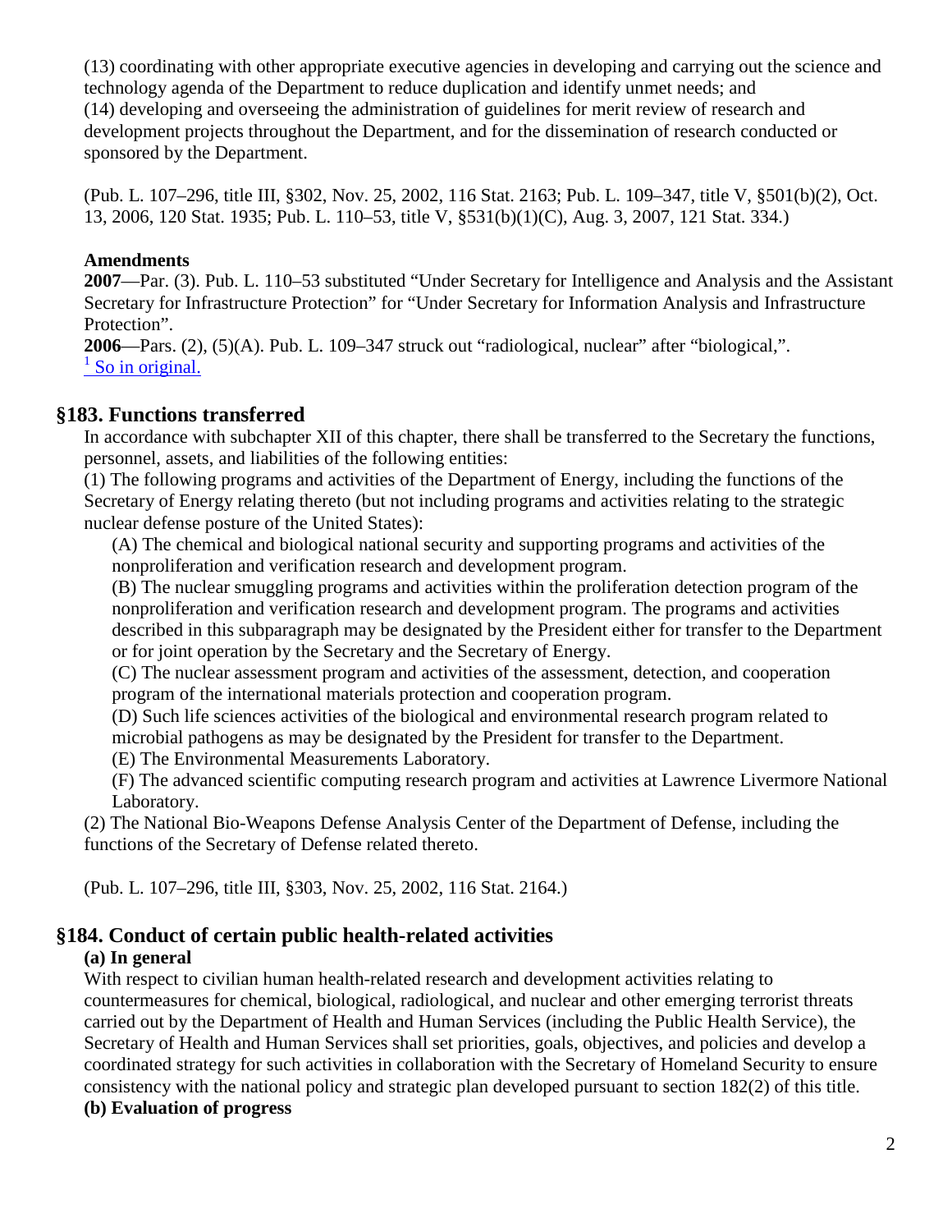(13) coordinating with other appropriate executive agencies in developing and carrying out the science and technology agenda of the Department to reduce duplication and identify unmet needs; and
(14) developing and overseeing the administration of guidelines for merit review of research and development projects throughout the Department, and for the dissemination of research conducted or sponsored by the Department.

(Pub. L. 107–296, title III, §302, Nov. 25, 2002, 116 Stat. 2163; Pub. L. 109–347, title V, §501(b)(2), Oct. 13, 2006, 120 Stat. 1935; Pub. L. 110–53, title V, §531(b)(1)(C), Aug. 3, 2007, 121 Stat. 334.)

**Amendments**

**2007**—Par. (3). Pub. L. 110–53 substituted "Under Secretary for Intelligence and Analysis and the Assistant Secretary for Infrastructure Protection" for "Under Secretary for Information Analysis and Infrastructure Protection".

**2006**—Pars. (2), (5)(A). Pub. L. 109–347 struck out "radiological, nuclear" after "biological,".

[1] So in original.

## §183. Functions transferred

In accordance with subchapter XII of this chapter, there shall be transferred to the Secretary the functions, personnel, assets, and liabilities of the following entities:

(1) The following programs and activities of the Department of Energy, including the functions of the Secretary of Energy relating thereto (but not including programs and activities relating to the strategic nuclear defense posture of the United States):

(A) The chemical and biological national security and supporting programs and activities of the nonproliferation and verification research and development program.

(B) The nuclear smuggling programs and activities within the proliferation detection program of the nonproliferation and verification research and development program. The programs and activities described in this subparagraph may be designated by the President either for transfer to the Department or for joint operation by the Secretary and the Secretary of Energy.

(C) The nuclear assessment program and activities of the assessment, detection, and cooperation program of the international materials protection and cooperation program.

(D) Such life sciences activities of the biological and environmental research program related to microbial pathogens as may be designated by the President for transfer to the Department.

(E) The Environmental Measurements Laboratory.

(F) The advanced scientific computing research program and activities at Lawrence Livermore National Laboratory.

(2) The National Bio-Weapons Defense Analysis Center of the Department of Defense, including the functions of the Secretary of Defense related thereto.

(Pub. L. 107–296, title III, §303, Nov. 25, 2002, 116 Stat. 2164.)

## §184. Conduct of certain public health-related activities

**(a) In general**

With respect to civilian human health-related research and development activities relating to countermeasures for chemical, biological, radiological, and nuclear and other emerging terrorist threats carried out by the Department of Health and Human Services (including the Public Health Service), the Secretary of Health and Human Services shall set priorities, goals, objectives, and policies and develop a coordinated strategy for such activities in collaboration with the Secretary of Homeland Security to ensure consistency with the national policy and strategic plan developed pursuant to section 182(2) of this title.

**(b) Evaluation of progress**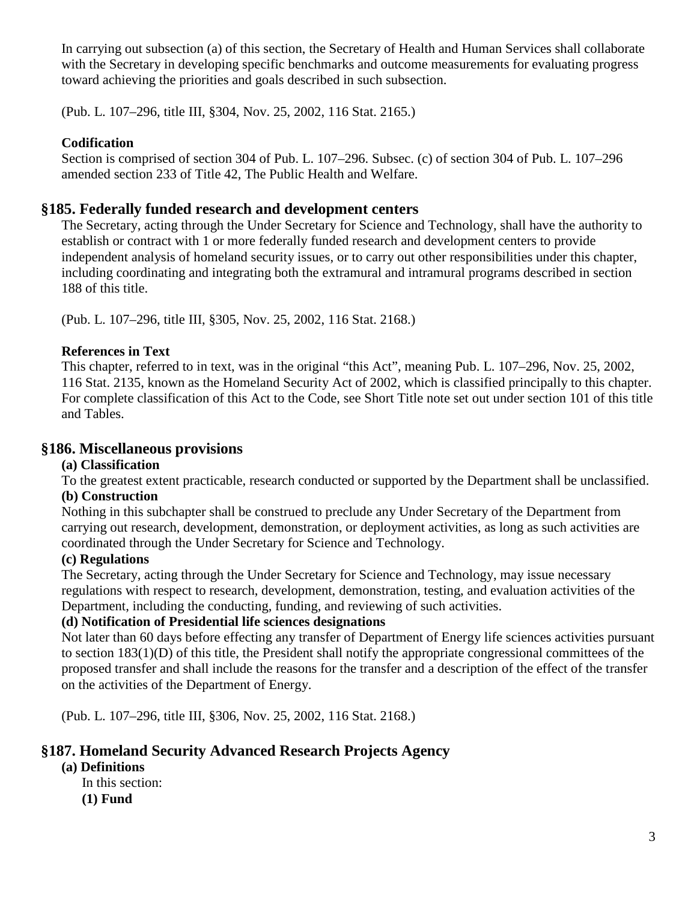In carrying out subsection (a) of this section, the Secretary of Health and Human Services shall collaborate with the Secretary in developing specific benchmarks and outcome measurements for evaluating progress toward achieving the priorities and goals described in such subsection.

(Pub. L. 107–296, title III, §304, Nov. 25, 2002, 116 Stat. 2165.)

**Codification**

Section is comprised of section 304 of Pub. L. 107–296. Subsec. (c) of section 304 of Pub. L. 107–296 amended section 233 of Title 42, The Public Health and Welfare.

## §185. Federally funded research and development centers

The Secretary, acting through the Under Secretary for Science and Technology, shall have the authority to establish or contract with 1 or more federally funded research and development centers to provide independent analysis of homeland security issues, or to carry out other responsibilities under this chapter, including coordinating and integrating both the extramural and intramural programs described in section 188 of this title.

(Pub. L. 107–296, title III, §305, Nov. 25, 2002, 116 Stat. 2168.)

**References in Text**

This chapter, referred to in text, was in the original "this Act", meaning Pub. L. 107–296, Nov. 25, 2002, 116 Stat. 2135, known as the Homeland Security Act of 2002, which is classified principally to this chapter. For complete classification of this Act to the Code, see Short Title note set out under section 101 of this title and Tables.

## §186. Miscellaneous provisions

**(a) Classification**

To the greatest extent practicable, research conducted or supported by the Department shall be unclassified.

**(b) Construction**

Nothing in this subchapter shall be construed to preclude any Under Secretary of the Department from carrying out research, development, demonstration, or deployment activities, as long as such activities are coordinated through the Under Secretary for Science and Technology.

**(c) Regulations**

The Secretary, acting through the Under Secretary for Science and Technology, may issue necessary regulations with respect to research, development, demonstration, testing, and evaluation activities of the Department, including the conducting, funding, and reviewing of such activities.

**(d) Notification of Presidential life sciences designations**

Not later than 60 days before effecting any transfer of Department of Energy life sciences activities pursuant to section 183(1)(D) of this title, the President shall notify the appropriate congressional committees of the proposed transfer and shall include the reasons for the transfer and a description of the effect of the transfer on the activities of the Department of Energy.

(Pub. L. 107–296, title III, §306, Nov. 25, 2002, 116 Stat. 2168.)

## §187. Homeland Security Advanced Research Projects Agency

**(a) Definitions**

In this section:

**(1) Fund**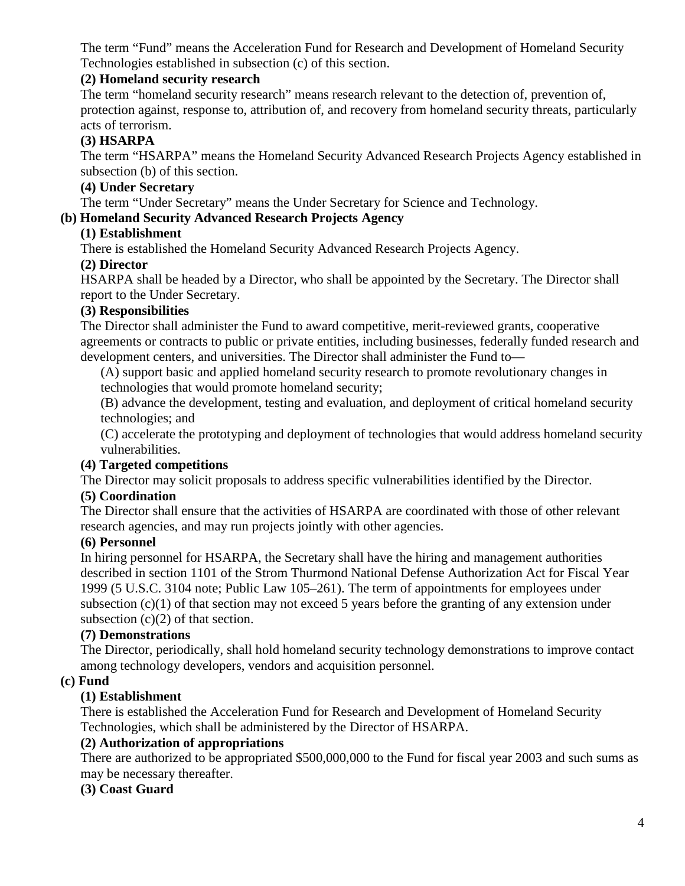The term “Fund” means the Acceleration Fund for Research and Development of Homeland Security Technologies established in subsection (c) of this section.

**(2) Homeland security research**

The term “homeland security research” means research relevant to the detection of, prevention of, protection against, response to, attribution of, and recovery from homeland security threats, particularly acts of terrorism.

**(3) HSARPA**

The term “HSARPA” means the Homeland Security Advanced Research Projects Agency established in subsection (b) of this section.

**(4) Under Secretary**

The term “Under Secretary” means the Under Secretary for Science and Technology.

**(b) Homeland Security Advanced Research Projects Agency**

**(1) Establishment**

There is established the Homeland Security Advanced Research Projects Agency.

**(2) Director**

HSARPA shall be headed by a Director, who shall be appointed by the Secretary. The Director shall report to the Under Secretary.

**(3) Responsibilities**

The Director shall administer the Fund to award competitive, merit-reviewed grants, cooperative agreements or contracts to public or private entities, including businesses, federally funded research and development centers, and universities. The Director shall administer the Fund to—

(A) support basic and applied homeland security research to promote revolutionary changes in technologies that would promote homeland security;

(B) advance the development, testing and evaluation, and deployment of critical homeland security technologies; and

(C) accelerate the prototyping and deployment of technologies that would address homeland security vulnerabilities.

**(4) Targeted competitions**

The Director may solicit proposals to address specific vulnerabilities identified by the Director.

**(5) Coordination**

The Director shall ensure that the activities of HSARPA are coordinated with those of other relevant research agencies, and may run projects jointly with other agencies.

**(6) Personnel**

In hiring personnel for HSARPA, the Secretary shall have the hiring and management authorities described in section 1101 of the Strom Thurmond National Defense Authorization Act for Fiscal Year 1999 (5 U.S.C. 3104 note; Public Law 105–261). The term of appointments for employees under subsection (c)(1) of that section may not exceed 5 years before the granting of any extension under subsection (c)(2) of that section.

**(7) Demonstrations**

The Director, periodically, shall hold homeland security technology demonstrations to improve contact among technology developers, vendors and acquisition personnel.

**(c) Fund**

**(1) Establishment**

There is established the Acceleration Fund for Research and Development of Homeland Security Technologies, which shall be administered by the Director of HSARPA.

**(2) Authorization of appropriations**

There are authorized to be appropriated $500,000,000 to the Fund for fiscal year 2003 and such sums as may be necessary thereafter.

**(3) Coast Guard**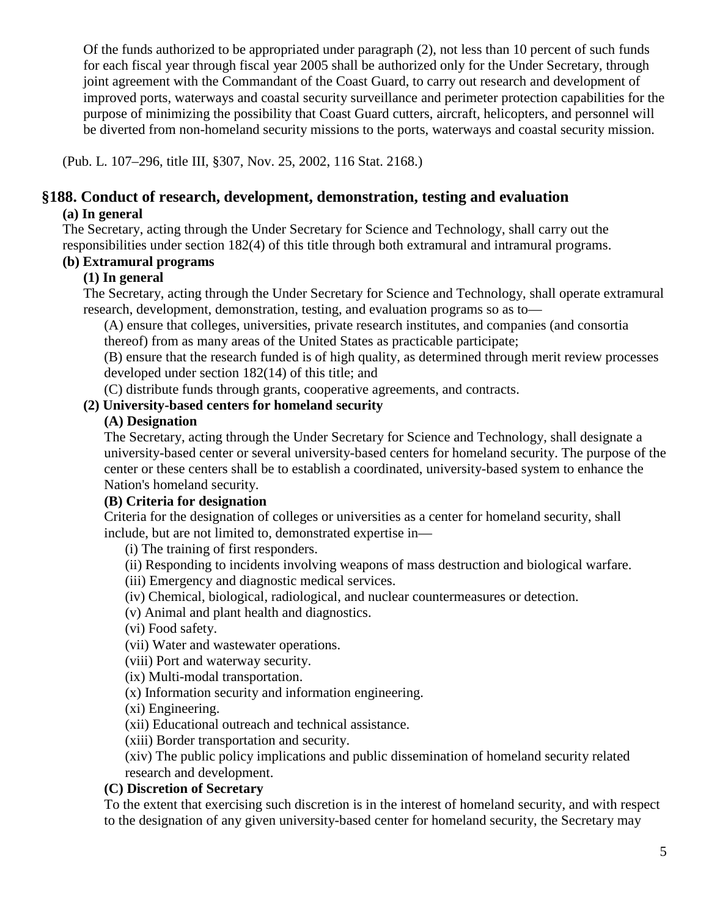Of the funds authorized to be appropriated under paragraph (2), not less than 10 percent of such funds for each fiscal year through fiscal year 2005 shall be authorized only for the Under Secretary, through joint agreement with the Commandant of the Coast Guard, to carry out research and development of improved ports, waterways and coastal security surveillance and perimeter protection capabilities for the purpose of minimizing the possibility that Coast Guard cutters, aircraft, helicopters, and personnel will be diverted from non-homeland security missions to the ports, waterways and coastal security mission.

(Pub. L. 107–296, title III, §307, Nov. 25, 2002, 116 Stat. 2168.)

## §188. Conduct of research, development, demonstration, testing and evaluation

**(a) In general**

The Secretary, acting through the Under Secretary for Science and Technology, shall carry out the responsibilities under section 182(4) of this title through both extramural and intramural programs.

**(b) Extramural programs**

**(1) In general**

The Secretary, acting through the Under Secretary for Science and Technology, shall operate extramural research, development, demonstration, testing, and evaluation programs so as to—

(A) ensure that colleges, universities, private research institutes, and companies (and consortia thereof) from as many areas of the United States as practicable participate;

(B) ensure that the research funded is of high quality, as determined through merit review processes developed under section 182(14) of this title; and

(C) distribute funds through grants, cooperative agreements, and contracts.

**(2) University-based centers for homeland security**

**(A) Designation**

The Secretary, acting through the Under Secretary for Science and Technology, shall designate a university-based center or several university-based centers for homeland security. The purpose of the center or these centers shall be to establish a coordinated, university-based system to enhance the Nation's homeland security.

**(B) Criteria for designation**

Criteria for the designation of colleges or universities as a center for homeland security, shall include, but are not limited to, demonstrated expertise in—

(i) The training of first responders.

(ii) Responding to incidents involving weapons of mass destruction and biological warfare.

(iii) Emergency and diagnostic medical services.

(iv) Chemical, biological, radiological, and nuclear countermeasures or detection.

(v) Animal and plant health and diagnostics.

(vi) Food safety.

(vii) Water and wastewater operations.

(viii) Port and waterway security.

(ix) Multi-modal transportation.

(x) Information security and information engineering.

(xi) Engineering.

(xii) Educational outreach and technical assistance.

(xiii) Border transportation and security.

(xiv) The public policy implications and public dissemination of homeland security related research and development.

**(C) Discretion of Secretary**

To the extent that exercising such discretion is in the interest of homeland security, and with respect to the designation of any given university-based center for homeland security, the Secretary may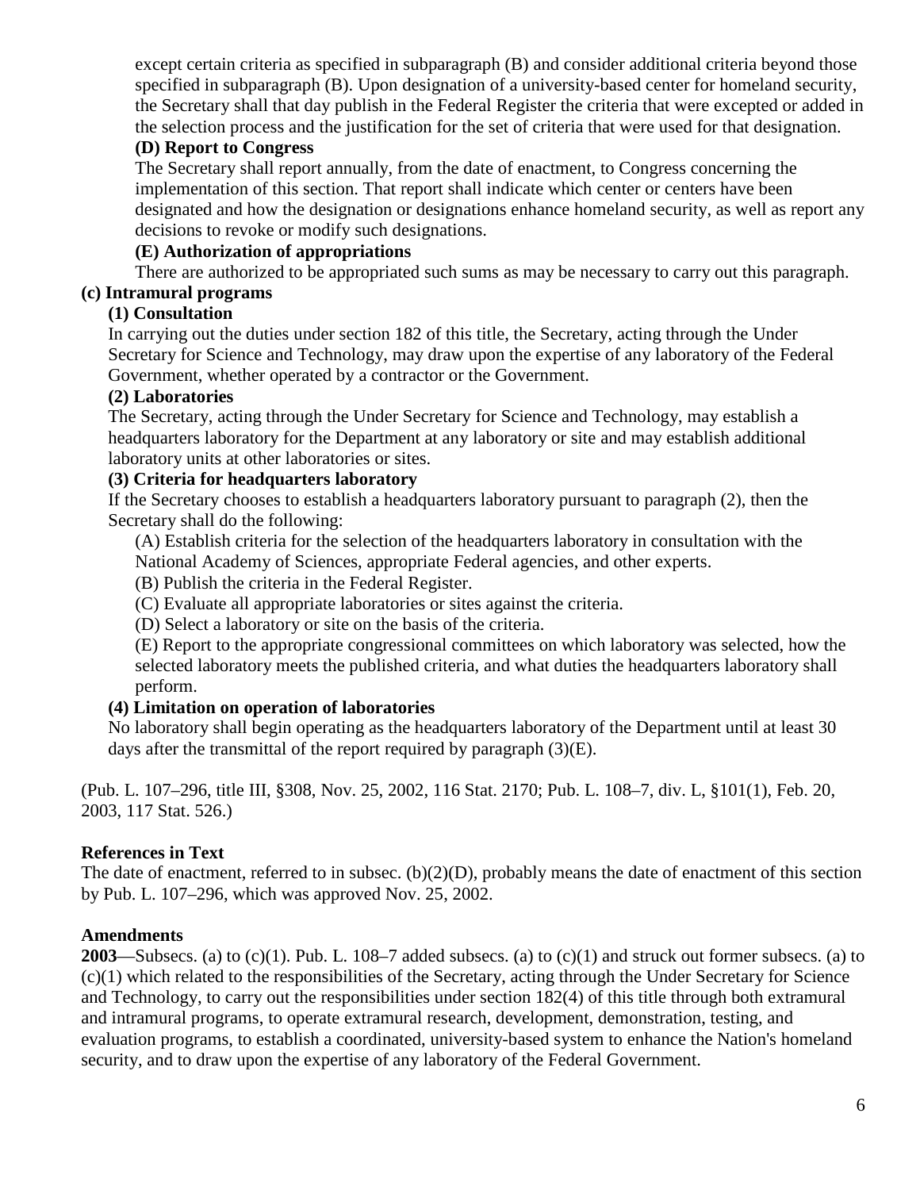except certain criteria as specified in subparagraph (B) and consider additional criteria beyond those specified in subparagraph (B). Upon designation of a university-based center for homeland security, the Secretary shall that day publish in the Federal Register the criteria that were excepted or added in the selection process and the justification for the set of criteria that were used for that designation.

**(D) Report to Congress**

The Secretary shall report annually, from the date of enactment, to Congress concerning the implementation of this section. That report shall indicate which center or centers have been designated and how the designation or designations enhance homeland security, as well as report any decisions to revoke or modify such designations.

**(E) Authorization of appropriations**

There are authorized to be appropriated such sums as may be necessary to carry out this paragraph.

**(c) Intramural programs**

**(1) Consultation**

In carrying out the duties under section 182 of this title, the Secretary, acting through the Under Secretary for Science and Technology, may draw upon the expertise of any laboratory of the Federal Government, whether operated by a contractor or the Government.

**(2) Laboratories**

The Secretary, acting through the Under Secretary for Science and Technology, may establish a headquarters laboratory for the Department at any laboratory or site and may establish additional laboratory units at other laboratories or sites.

**(3) Criteria for headquarters laboratory**

If the Secretary chooses to establish a headquarters laboratory pursuant to paragraph (2), then the Secretary shall do the following:

(A) Establish criteria for the selection of the headquarters laboratory in consultation with the National Academy of Sciences, appropriate Federal agencies, and other experts.

(B) Publish the criteria in the Federal Register.

(C) Evaluate all appropriate laboratories or sites against the criteria.

(D) Select a laboratory or site on the basis of the criteria.

(E) Report to the appropriate congressional committees on which laboratory was selected, how the selected laboratory meets the published criteria, and what duties the headquarters laboratory shall perform.

**(4) Limitation on operation of laboratories**

No laboratory shall begin operating as the headquarters laboratory of the Department until at least 30 days after the transmittal of the report required by paragraph (3)(E).

(Pub. L. 107–296, title III, §308, Nov. 25, 2002, 116 Stat. 2170; Pub. L. 108–7, div. L, §101(1), Feb. 20, 2003, 117 Stat. 526.)

**References in Text**

The date of enactment, referred to in subsec. (b)(2)(D), probably means the date of enactment of this section by Pub. L. 107–296, which was approved Nov. 25, 2002.

**Amendments**

**2003**—Subsecs. (a) to (c)(1). Pub. L. 108–7 added subsecs. (a) to (c)(1) and struck out former subsecs. (a) to (c)(1) which related to the responsibilities of the Secretary, acting through the Under Secretary for Science and Technology, to carry out the responsibilities under section 182(4) of this title through both extramural and intramural programs, to operate extramural research, development, demonstration, testing, and evaluation programs, to establish a coordinated, university-based system to enhance the Nation's homeland security, and to draw upon the expertise of any laboratory of the Federal Government.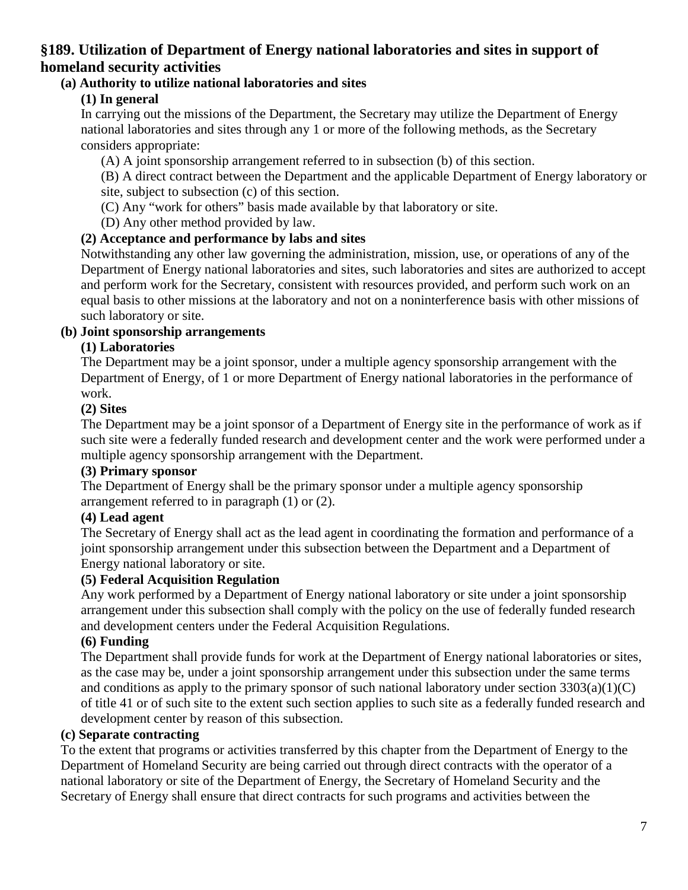## §189. Utilization of Department of Energy national laboratories and sites in support of homeland security activities

### (a) Authority to utilize national laboratories and sites

#### (1) In general

In carrying out the missions of the Department, the Secretary may utilize the Department of Energy national laboratories and sites through any 1 or more of the following methods, as the Secretary considers appropriate:

(A) A joint sponsorship arrangement referred to in subsection (b) of this section.

(B) A direct contract between the Department and the applicable Department of Energy laboratory or site, subject to subsection (c) of this section.

(C) Any "work for others" basis made available by that laboratory or site.

(D) Any other method provided by law.

#### (2) Acceptance and performance by labs and sites

Notwithstanding any other law governing the administration, mission, use, or operations of any of the Department of Energy national laboratories and sites, such laboratories and sites are authorized to accept and perform work for the Secretary, consistent with resources provided, and perform such work on an equal basis to other missions at the laboratory and not on a noninterference basis with other missions of such laboratory or site.

### (b) Joint sponsorship arrangements

#### (1) Laboratories

The Department may be a joint sponsor, under a multiple agency sponsorship arrangement with the Department of Energy, of 1 or more Department of Energy national laboratories in the performance of work.

#### (2) Sites

The Department may be a joint sponsor of a Department of Energy site in the performance of work as if such site were a federally funded research and development center and the work were performed under a multiple agency sponsorship arrangement with the Department.

#### (3) Primary sponsor

The Department of Energy shall be the primary sponsor under a multiple agency sponsorship arrangement referred to in paragraph (1) or (2).

#### (4) Lead agent

The Secretary of Energy shall act as the lead agent in coordinating the formation and performance of a joint sponsorship arrangement under this subsection between the Department and a Department of Energy national laboratory or site.

#### (5) Federal Acquisition Regulation

Any work performed by a Department of Energy national laboratory or site under a joint sponsorship arrangement under this subsection shall comply with the policy on the use of federally funded research and development centers under the Federal Acquisition Regulations.

#### (6) Funding

The Department shall provide funds for work at the Department of Energy national laboratories or sites, as the case may be, under a joint sponsorship arrangement under this subsection under the same terms and conditions as apply to the primary sponsor of such national laboratory under section 3303(a)(1)(C) of title 41 or of such site to the extent such section applies to such site as a federally funded research and development center by reason of this subsection.

### (c) Separate contracting

To the extent that programs or activities transferred by this chapter from the Department of Energy to the Department of Homeland Security are being carried out through direct contracts with the operator of a national laboratory or site of the Department of Energy, the Secretary of Homeland Security and the Secretary of Energy shall ensure that direct contracts for such programs and activities between the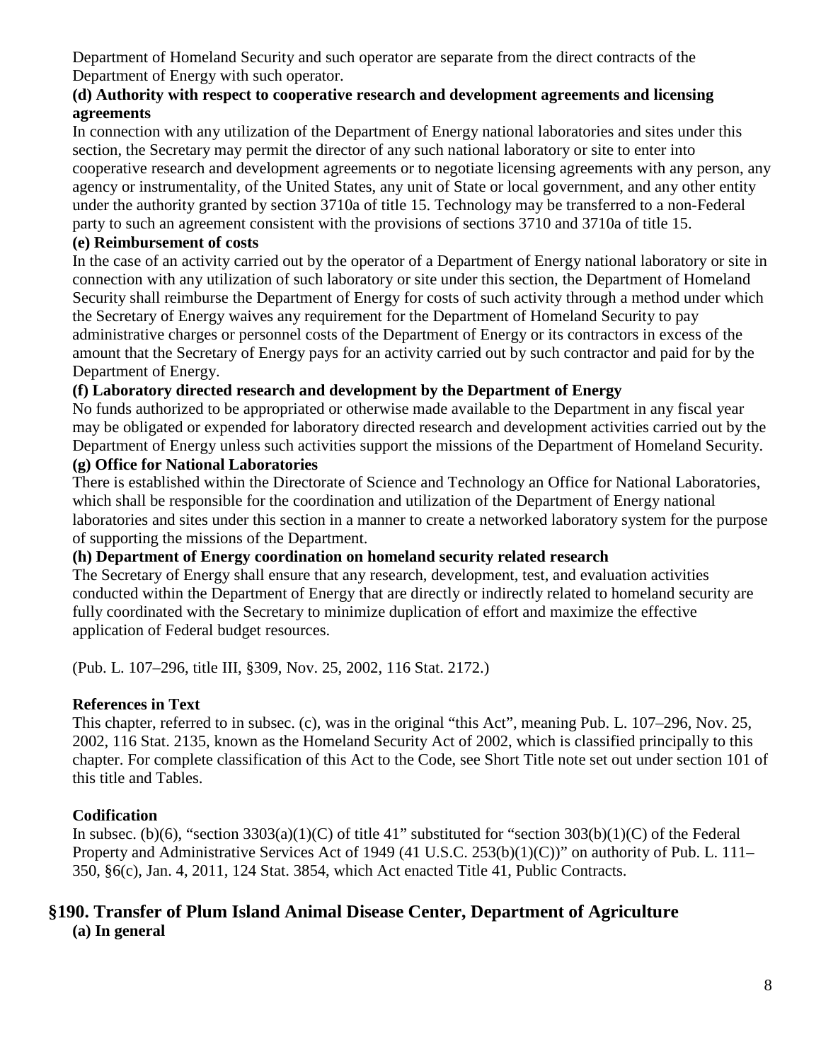Department of Homeland Security and such operator are separate from the direct contracts of the Department of Energy with such operator.

**(d) Authority with respect to cooperative research and development agreements and licensing agreements**

In connection with any utilization of the Department of Energy national laboratories and sites under this section, the Secretary may permit the director of any such national laboratory or site to enter into cooperative research and development agreements or to negotiate licensing agreements with any person, any agency or instrumentality, of the United States, any unit of State or local government, and any other entity under the authority granted by section 3710a of title 15. Technology may be transferred to a non-Federal party to such an agreement consistent with the provisions of sections 3710 and 3710a of title 15.

**(e) Reimbursement of costs**

In the case of an activity carried out by the operator of a Department of Energy national laboratory or site in connection with any utilization of such laboratory or site under this section, the Department of Homeland Security shall reimburse the Department of Energy for costs of such activity through a method under which the Secretary of Energy waives any requirement for the Department of Homeland Security to pay administrative charges or personnel costs of the Department of Energy or its contractors in excess of the amount that the Secretary of Energy pays for an activity carried out by such contractor and paid for by the Department of Energy.

**(f) Laboratory directed research and development by the Department of Energy**

No funds authorized to be appropriated or otherwise made available to the Department in any fiscal year may be obligated or expended for laboratory directed research and development activities carried out by the Department of Energy unless such activities support the missions of the Department of Homeland Security.

**(g) Office for National Laboratories**

There is established within the Directorate of Science and Technology an Office for National Laboratories, which shall be responsible for the coordination and utilization of the Department of Energy national laboratories and sites under this section in a manner to create a networked laboratory system for the purpose of supporting the missions of the Department.

**(h) Department of Energy coordination on homeland security related research**

The Secretary of Energy shall ensure that any research, development, test, and evaluation activities conducted within the Department of Energy that are directly or indirectly related to homeland security are fully coordinated with the Secretary to minimize duplication of effort and maximize the effective application of Federal budget resources.

(Pub. L. 107–296, title III, §309, Nov. 25, 2002, 116 Stat. 2172.)

**References in Text**

This chapter, referred to in subsec. (c), was in the original "this Act", meaning Pub. L. 107–296, Nov. 25, 2002, 116 Stat. 2135, known as the Homeland Security Act of 2002, which is classified principally to this chapter. For complete classification of this Act to the Code, see Short Title note set out under section 101 of this title and Tables.

**Codification**

In subsec. (b)(6), "section 3303(a)(1)(C) of title 41" substituted for "section 303(b)(1)(C) of the Federal Property and Administrative Services Act of 1949 (41 U.S.C. 253(b)(1)(C))" on authority of Pub. L. 111–350, §6(c), Jan. 4, 2011, 124 Stat. 3854, which Act enacted Title 41, Public Contracts.

## §190. Transfer of Plum Island Animal Disease Center, Department of Agriculture

**(a) In general**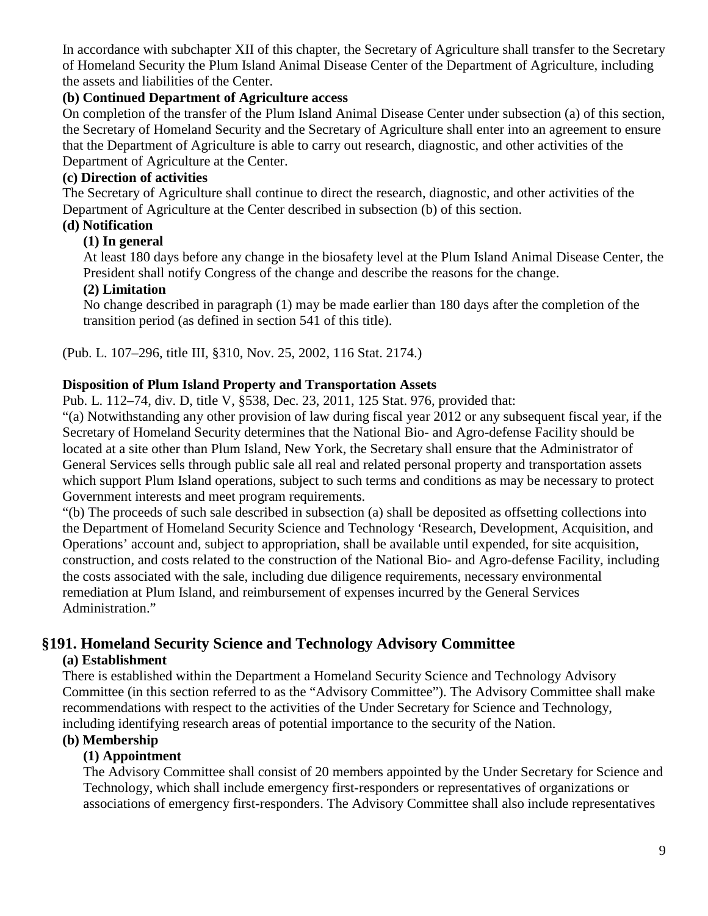In accordance with subchapter XII of this chapter, the Secretary of Agriculture shall transfer to the Secretary of Homeland Security the Plum Island Animal Disease Center of the Department of Agriculture, including the assets and liabilities of the Center.

**(b) Continued Department of Agriculture access**

On completion of the transfer of the Plum Island Animal Disease Center under subsection (a) of this section, the Secretary of Homeland Security and the Secretary of Agriculture shall enter into an agreement to ensure that the Department of Agriculture is able to carry out research, diagnostic, and other activities of the Department of Agriculture at the Center.

**(c) Direction of activities**

The Secretary of Agriculture shall continue to direct the research, diagnostic, and other activities of the Department of Agriculture at the Center described in subsection (b) of this section.

**(d) Notification**

**(1) In general**

At least 180 days before any change in the biosafety level at the Plum Island Animal Disease Center, the President shall notify Congress of the change and describe the reasons for the change.

**(2) Limitation**

No change described in paragraph (1) may be made earlier than 180 days after the completion of the transition period (as defined in section 541 of this title).

(Pub. L. 107–296, title III, §310, Nov. 25, 2002, 116 Stat. 2174.)

**Disposition of Plum Island Property and Transportation Assets**

Pub. L. 112–74, div. D, title V, §538, Dec. 23, 2011, 125 Stat. 976, provided that:

"(a) Notwithstanding any other provision of law during fiscal year 2012 or any subsequent fiscal year, if the Secretary of Homeland Security determines that the National Bio- and Agro-defense Facility should be located at a site other than Plum Island, New York, the Secretary shall ensure that the Administrator of General Services sells through public sale all real and related personal property and transportation assets which support Plum Island operations, subject to such terms and conditions as may be necessary to protect Government interests and meet program requirements.

"(b) The proceeds of such sale described in subsection (a) shall be deposited as offsetting collections into the Department of Homeland Security Science and Technology 'Research, Development, Acquisition, and Operations' account and, subject to appropriation, shall be available until expended, for site acquisition, construction, and costs related to the construction of the National Bio- and Agro-defense Facility, including the costs associated with the sale, including due diligence requirements, necessary environmental remediation at Plum Island, and reimbursement of expenses incurred by the General Services Administration."

## §191. Homeland Security Science and Technology Advisory Committee

**(a) Establishment**

There is established within the Department a Homeland Security Science and Technology Advisory Committee (in this section referred to as the "Advisory Committee"). The Advisory Committee shall make recommendations with respect to the activities of the Under Secretary for Science and Technology, including identifying research areas of potential importance to the security of the Nation.

**(b) Membership**

**(1) Appointment**

The Advisory Committee shall consist of 20 members appointed by the Under Secretary for Science and Technology, which shall include emergency first-responders or representatives of organizations or associations of emergency first-responders. The Advisory Committee shall also include representatives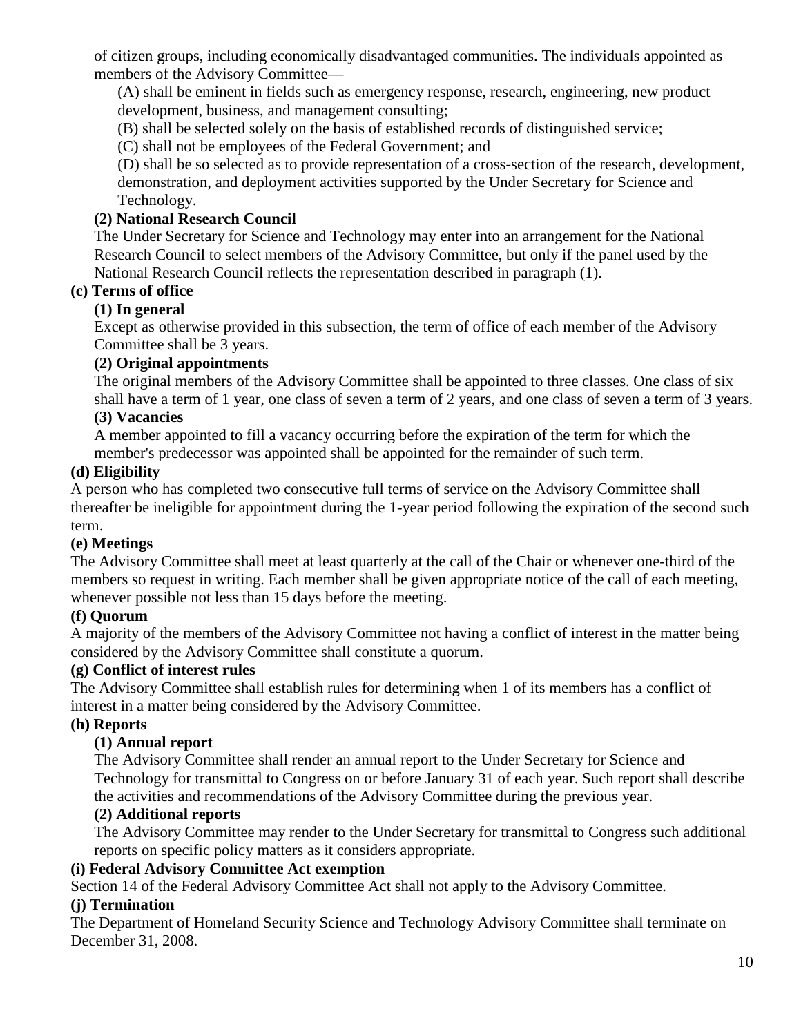of citizen groups, including economically disadvantaged communities. The individuals appointed as members of the Advisory Committee—

(A) shall be eminent in fields such as emergency response, research, engineering, new product development, business, and management consulting;

(B) shall be selected solely on the basis of established records of distinguished service;

(C) shall not be employees of the Federal Government; and

(D) shall be so selected as to provide representation of a cross-section of the research, development, demonstration, and deployment activities supported by the Under Secretary for Science and Technology.

**(2) National Research Council**

The Under Secretary for Science and Technology may enter into an arrangement for the National Research Council to select members of the Advisory Committee, but only if the panel used by the National Research Council reflects the representation described in paragraph (1).

**(c) Terms of office**

**(1) In general**

Except as otherwise provided in this subsection, the term of office of each member of the Advisory Committee shall be 3 years.

**(2) Original appointments**

The original members of the Advisory Committee shall be appointed to three classes. One class of six shall have a term of 1 year, one class of seven a term of 2 years, and one class of seven a term of 3 years.

**(3) Vacancies**

A member appointed to fill a vacancy occurring before the expiration of the term for which the member's predecessor was appointed shall be appointed for the remainder of such term.

**(d) Eligibility**

A person who has completed two consecutive full terms of service on the Advisory Committee shall thereafter be ineligible for appointment during the 1-year period following the expiration of the second such term.

**(e) Meetings**

The Advisory Committee shall meet at least quarterly at the call of the Chair or whenever one-third of the members so request in writing. Each member shall be given appropriate notice of the call of each meeting, whenever possible not less than 15 days before the meeting.

**(f) Quorum**

A majority of the members of the Advisory Committee not having a conflict of interest in the matter being considered by the Advisory Committee shall constitute a quorum.

**(g) Conflict of interest rules**

The Advisory Committee shall establish rules for determining when 1 of its members has a conflict of interest in a matter being considered by the Advisory Committee.

**(h) Reports**

**(1) Annual report**

The Advisory Committee shall render an annual report to the Under Secretary for Science and Technology for transmittal to Congress on or before January 31 of each year. Such report shall describe the activities and recommendations of the Advisory Committee during the previous year.

**(2) Additional reports**

The Advisory Committee may render to the Under Secretary for transmittal to Congress such additional reports on specific policy matters as it considers appropriate.

**(i) Federal Advisory Committee Act exemption**

Section 14 of the Federal Advisory Committee Act shall not apply to the Advisory Committee.

**(j) Termination**

The Department of Homeland Security Science and Technology Advisory Committee shall terminate on December 31, 2008.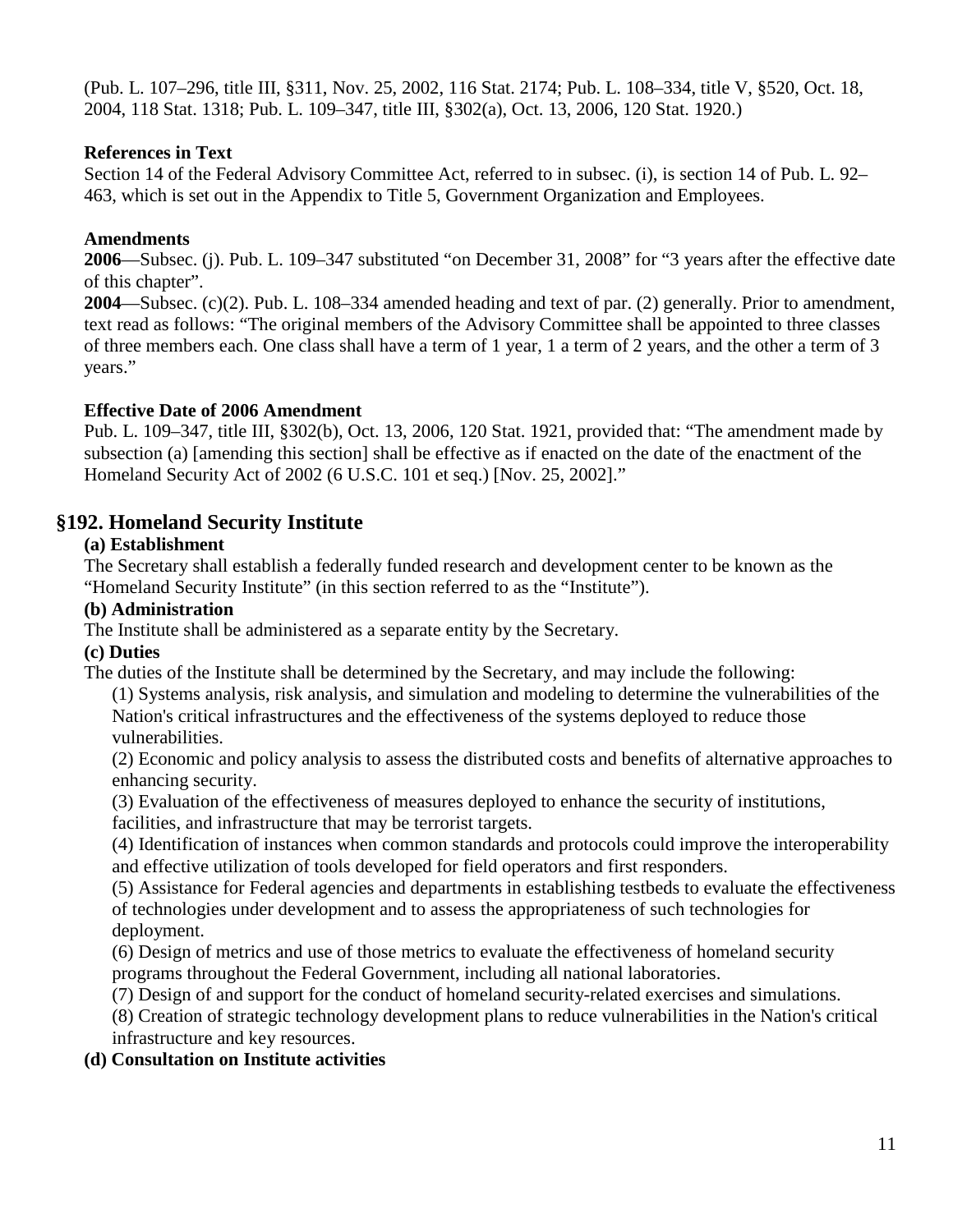(Pub. L. 107–296, title III, §311, Nov. 25, 2002, 116 Stat. 2174; Pub. L. 108–334, title V, §520, Oct. 18, 2004, 118 Stat. 1318; Pub. L. 109–347, title III, §302(a), Oct. 13, 2006, 120 Stat. 1920.)

**References in Text**

Section 14 of the Federal Advisory Committee Act, referred to in subsec. (i), is section 14 of Pub. L. 92–463, which is set out in the Appendix to Title 5, Government Organization and Employees.

**Amendments**

**2006**—Subsec. (j). Pub. L. 109–347 substituted "on December 31, 2008" for "3 years after the effective date of this chapter".

**2004**—Subsec. (c)(2). Pub. L. 108–334 amended heading and text of par. (2) generally. Prior to amendment, text read as follows: "The original members of the Advisory Committee shall be appointed to three classes of three members each. One class shall have a term of 1 year, 1 a term of 2 years, and the other a term of 3 years."

**Effective Date of 2006 Amendment**

Pub. L. 109–347, title III, §302(b), Oct. 13, 2006, 120 Stat. 1921, provided that: "The amendment made by subsection (a) [amending this section] shall be effective as if enacted on the date of the enactment of the Homeland Security Act of 2002 (6 U.S.C. 101 et seq.) [Nov. 25, 2002]."

## §192. Homeland Security Institute

**(a) Establishment**

The Secretary shall establish a federally funded research and development center to be known as the "Homeland Security Institute" (in this section referred to as the "Institute").

**(b) Administration**

The Institute shall be administered as a separate entity by the Secretary.

**(c) Duties**

The duties of the Institute shall be determined by the Secretary, and may include the following:

(1) Systems analysis, risk analysis, and simulation and modeling to determine the vulnerabilities of the Nation's critical infrastructures and the effectiveness of the systems deployed to reduce those vulnerabilities.

(2) Economic and policy analysis to assess the distributed costs and benefits of alternative approaches to enhancing security.

(3) Evaluation of the effectiveness of measures deployed to enhance the security of institutions, facilities, and infrastructure that may be terrorist targets.

(4) Identification of instances when common standards and protocols could improve the interoperability and effective utilization of tools developed for field operators and first responders.

(5) Assistance for Federal agencies and departments in establishing testbeds to evaluate the effectiveness of technologies under development and to assess the appropriateness of such technologies for deployment.

(6) Design of metrics and use of those metrics to evaluate the effectiveness of homeland security programs throughout the Federal Government, including all national laboratories.

(7) Design of and support for the conduct of homeland security-related exercises and simulations.

(8) Creation of strategic technology development plans to reduce vulnerabilities in the Nation's critical infrastructure and key resources.

**(d) Consultation on Institute activities**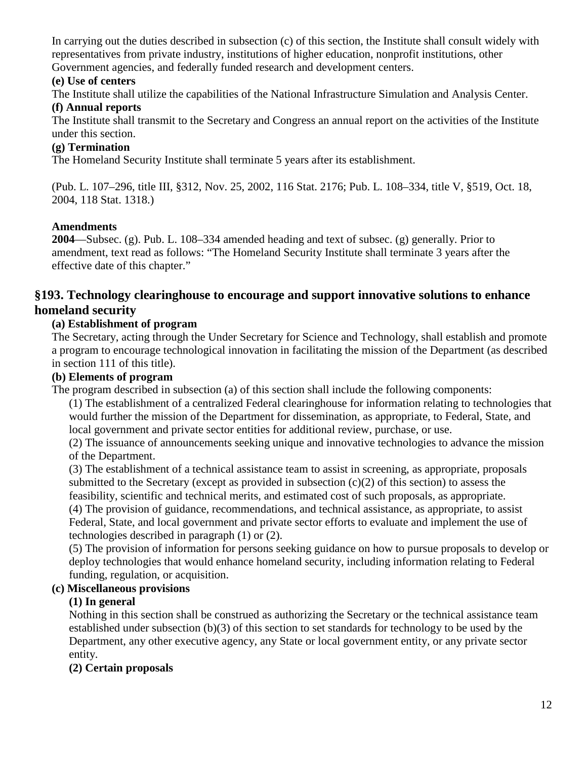In carrying out the duties described in subsection (c) of this section, the Institute shall consult widely with representatives from private industry, institutions of higher education, nonprofit institutions, other Government agencies, and federally funded research and development centers.

**(e) Use of centers**

The Institute shall utilize the capabilities of the National Infrastructure Simulation and Analysis Center.

**(f) Annual reports**

The Institute shall transmit to the Secretary and Congress an annual report on the activities of the Institute under this section.

**(g) Termination**

The Homeland Security Institute shall terminate 5 years after its establishment.

(Pub. L. 107–296, title III, §312, Nov. 25, 2002, 116 Stat. 2176; Pub. L. 108–334, title V, §519, Oct. 18, 2004, 118 Stat. 1318.)

**Amendments**

**2004**—Subsec. (g). Pub. L. 108–334 amended heading and text of subsec. (g) generally. Prior to amendment, text read as follows: "The Homeland Security Institute shall terminate 3 years after the effective date of this chapter."

## §193. Technology clearinghouse to encourage and support innovative solutions to enhance homeland security

**(a) Establishment of program**

The Secretary, acting through the Under Secretary for Science and Technology, shall establish and promote a program to encourage technological innovation in facilitating the mission of the Department (as described in section 111 of this title).

**(b) Elements of program**

The program described in subsection (a) of this section shall include the following components:

(1) The establishment of a centralized Federal clearinghouse for information relating to technologies that would further the mission of the Department for dissemination, as appropriate, to Federal, State, and local government and private sector entities for additional review, purchase, or use.

(2) The issuance of announcements seeking unique and innovative technologies to advance the mission of the Department.

(3) The establishment of a technical assistance team to assist in screening, as appropriate, proposals submitted to the Secretary (except as provided in subsection (c)(2) of this section) to assess the feasibility, scientific and technical merits, and estimated cost of such proposals, as appropriate.

(4) The provision of guidance, recommendations, and technical assistance, as appropriate, to assist Federal, State, and local government and private sector efforts to evaluate and implement the use of technologies described in paragraph (1) or (2).

(5) The provision of information for persons seeking guidance on how to pursue proposals to develop or deploy technologies that would enhance homeland security, including information relating to Federal funding, regulation, or acquisition.

**(c) Miscellaneous provisions**

**(1) In general**

Nothing in this section shall be construed as authorizing the Secretary or the technical assistance team established under subsection (b)(3) of this section to set standards for technology to be used by the Department, any other executive agency, any State or local government entity, or any private sector entity.

**(2) Certain proposals**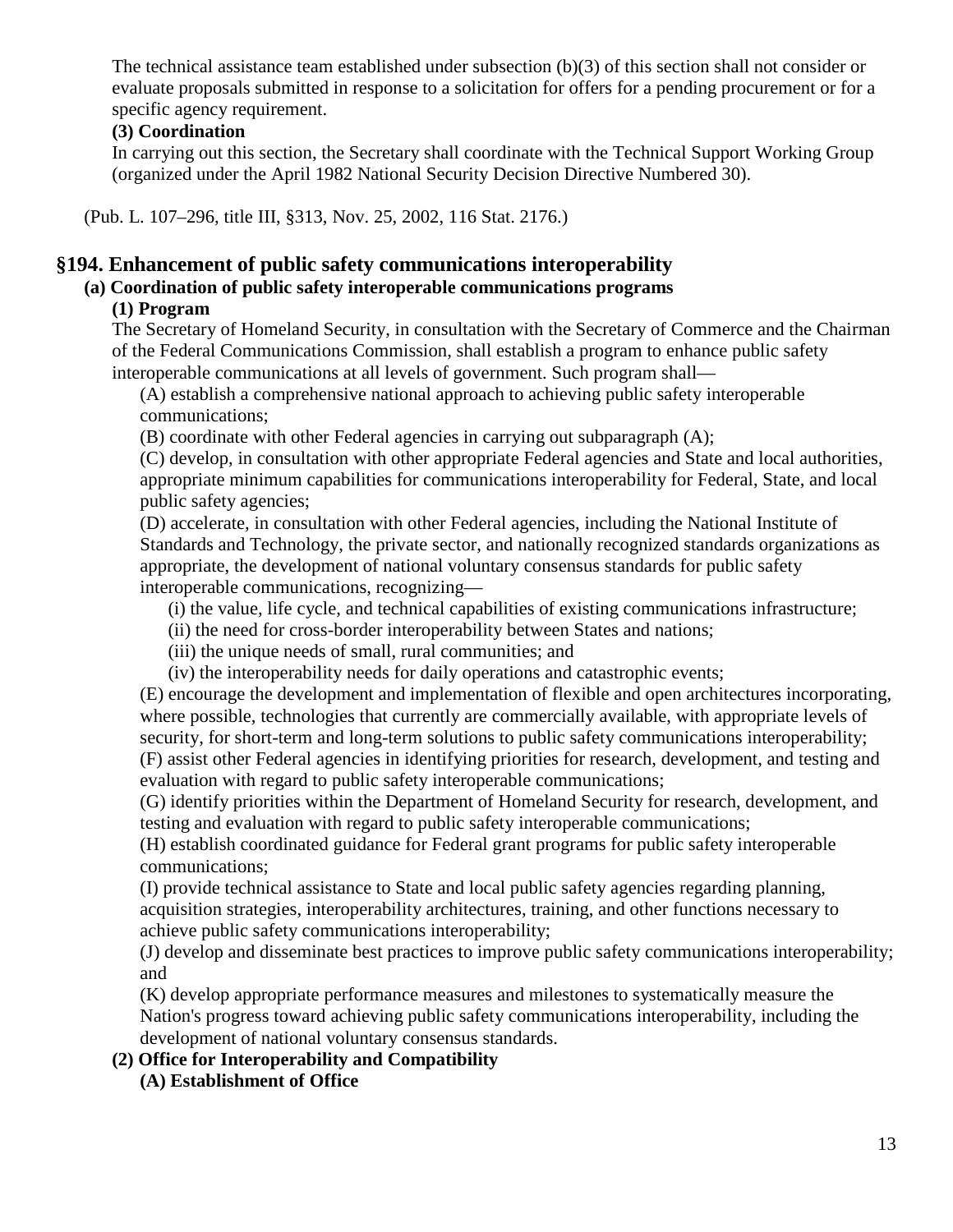The technical assistance team established under subsection (b)(3) of this section shall not consider or evaluate proposals submitted in response to a solicitation for offers for a pending procurement or for a specific agency requirement.

**(3) Coordination**

In carrying out this section, the Secretary shall coordinate with the Technical Support Working Group (organized under the April 1982 National Security Decision Directive Numbered 30).

(Pub. L. 107–296, title III, §313, Nov. 25, 2002, 116 Stat. 2176.)

## §194. Enhancement of public safety communications interoperability

### (a) Coordination of public safety interoperable communications programs

**(1) Program**

The Secretary of Homeland Security, in consultation with the Secretary of Commerce and the Chairman of the Federal Communications Commission, shall establish a program to enhance public safety interoperable communications at all levels of government. Such program shall—

(A) establish a comprehensive national approach to achieving public safety interoperable communications;

(B) coordinate with other Federal agencies in carrying out subparagraph (A);

(C) develop, in consultation with other appropriate Federal agencies and State and local authorities, appropriate minimum capabilities for communications interoperability for Federal, State, and local public safety agencies;

(D) accelerate, in consultation with other Federal agencies, including the National Institute of Standards and Technology, the private sector, and nationally recognized standards organizations as appropriate, the development of national voluntary consensus standards for public safety interoperable communications, recognizing—

(i) the value, life cycle, and technical capabilities of existing communications infrastructure;

(ii) the need for cross-border interoperability between States and nations;

(iii) the unique needs of small, rural communities; and

(iv) the interoperability needs for daily operations and catastrophic events;

(E) encourage the development and implementation of flexible and open architectures incorporating, where possible, technologies that currently are commercially available, with appropriate levels of security, for short-term and long-term solutions to public safety communications interoperability;

(F) assist other Federal agencies in identifying priorities for research, development, and testing and evaluation with regard to public safety interoperable communications;

(G) identify priorities within the Department of Homeland Security for research, development, and testing and evaluation with regard to public safety interoperable communications;

(H) establish coordinated guidance for Federal grant programs for public safety interoperable communications;

(I) provide technical assistance to State and local public safety agencies regarding planning, acquisition strategies, interoperability architectures, training, and other functions necessary to achieve public safety communications interoperability;

(J) develop and disseminate best practices to improve public safety communications interoperability; and

(K) develop appropriate performance measures and milestones to systematically measure the Nation's progress toward achieving public safety communications interoperability, including the development of national voluntary consensus standards.

**(2) Office for Interoperability and Compatibility**

**(A) Establishment of Office**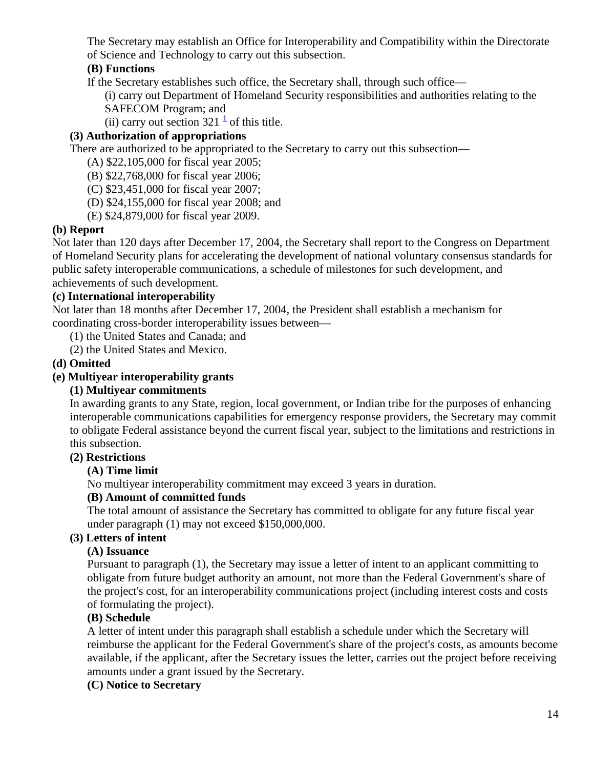The Secretary may establish an Office for Interoperability and Compatibility within the Directorate of Science and Technology to carry out this subsection.

**(B) Functions**

If the Secretary establishes such office, the Secretary shall, through such office—

(i) carry out Department of Homeland Security responsibilities and authorities relating to the SAFECOM Program; and

(ii) carry out section 321 [1] of this title.

**(3) Authorization of appropriations**

There are authorized to be appropriated to the Secretary to carry out this subsection—

(A) $22,105,000 for fiscal year 2005;

(B) $22,768,000 for fiscal year 2006;

(C) $23,451,000 for fiscal year 2007;

(D) $24,155,000 for fiscal year 2008; and

(E) $24,879,000 for fiscal year 2009.

**(b) Report**

Not later than 120 days after December 17, 2004, the Secretary shall report to the Congress on Department of Homeland Security plans for accelerating the development of national voluntary consensus standards for public safety interoperable communications, a schedule of milestones for such development, and achievements of such development.

**(c) International interoperability**

Not later than 18 months after December 17, 2004, the President shall establish a mechanism for coordinating cross-border interoperability issues between—

(1) the United States and Canada; and

(2) the United States and Mexico.

**(d) Omitted**

**(e) Multiyear interoperability grants**

**(1) Multiyear commitments**

In awarding grants to any State, region, local government, or Indian tribe for the purposes of enhancing interoperable communications capabilities for emergency response providers, the Secretary may commit to obligate Federal assistance beyond the current fiscal year, subject to the limitations and restrictions in this subsection.

**(2) Restrictions**

**(A) Time limit**

No multiyear interoperability commitment may exceed 3 years in duration.

**(B) Amount of committed funds**

The total amount of assistance the Secretary has committed to obligate for any future fiscal year under paragraph (1) may not exceed $150,000,000.

**(3) Letters of intent**

**(A) Issuance**

Pursuant to paragraph (1), the Secretary may issue a letter of intent to an applicant committing to obligate from future budget authority an amount, not more than the Federal Government's share of the project's cost, for an interoperability communications project (including interest costs and costs of formulating the project).

**(B) Schedule**

A letter of intent under this paragraph shall establish a schedule under which the Secretary will reimburse the applicant for the Federal Government's share of the project's costs, as amounts become available, if the applicant, after the Secretary issues the letter, carries out the project before receiving amounts under a grant issued by the Secretary.

**(C) Notice to Secretary**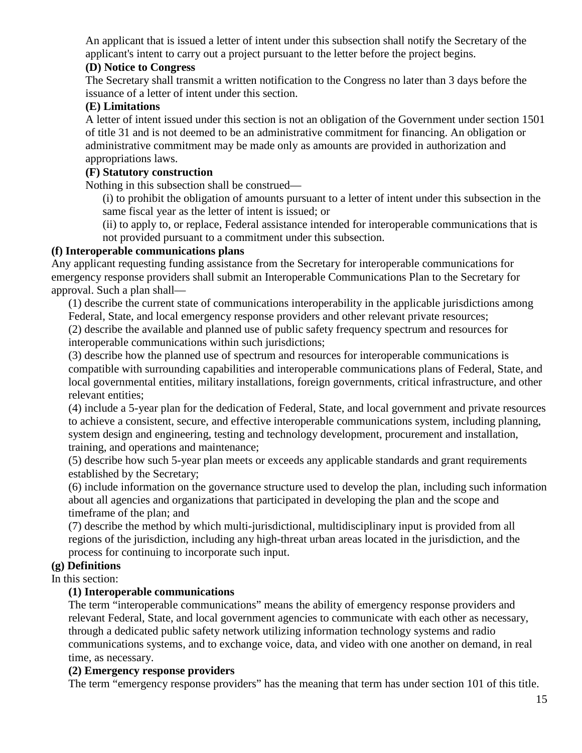An applicant that is issued a letter of intent under this subsection shall notify the Secretary of the applicant's intent to carry out a project pursuant to the letter before the project begins.

**(D) Notice to Congress**

The Secretary shall transmit a written notification to the Congress no later than 3 days before the issuance of a letter of intent under this section.

**(E) Limitations**

A letter of intent issued under this section is not an obligation of the Government under section 1501 of title 31 and is not deemed to be an administrative commitment for financing. An obligation or administrative commitment may be made only as amounts are provided in authorization and appropriations laws.

**(F) Statutory construction**

Nothing in this subsection shall be construed—

(i) to prohibit the obligation of amounts pursuant to a letter of intent under this subsection in the same fiscal year as the letter of intent is issued; or

(ii) to apply to, or replace, Federal assistance intended for interoperable communications that is not provided pursuant to a commitment under this subsection.

**(f) Interoperable communications plans**

Any applicant requesting funding assistance from the Secretary for interoperable communications for emergency response providers shall submit an Interoperable Communications Plan to the Secretary for approval. Such a plan shall—

(1) describe the current state of communications interoperability in the applicable jurisdictions among Federal, State, and local emergency response providers and other relevant private resources;

(2) describe the available and planned use of public safety frequency spectrum and resources for interoperable communications within such jurisdictions;

(3) describe how the planned use of spectrum and resources for interoperable communications is compatible with surrounding capabilities and interoperable communications plans of Federal, State, and local governmental entities, military installations, foreign governments, critical infrastructure, and other relevant entities;

(4) include a 5-year plan for the dedication of Federal, State, and local government and private resources to achieve a consistent, secure, and effective interoperable communications system, including planning, system design and engineering, testing and technology development, procurement and installation, training, and operations and maintenance;

(5) describe how such 5-year plan meets or exceeds any applicable standards and grant requirements established by the Secretary;

(6) include information on the governance structure used to develop the plan, including such information about all agencies and organizations that participated in developing the plan and the scope and timeframe of the plan; and

(7) describe the method by which multi-jurisdictional, multidisciplinary input is provided from all regions of the jurisdiction, including any high-threat urban areas located in the jurisdiction, and the process for continuing to incorporate such input.

**(g) Definitions**

In this section:

**(1) Interoperable communications**

The term "interoperable communications" means the ability of emergency response providers and relevant Federal, State, and local government agencies to communicate with each other as necessary, through a dedicated public safety network utilizing information technology systems and radio communications systems, and to exchange voice, data, and video with one another on demand, in real time, as necessary.

**(2) Emergency response providers**

The term "emergency response providers" has the meaning that term has under section 101 of this title.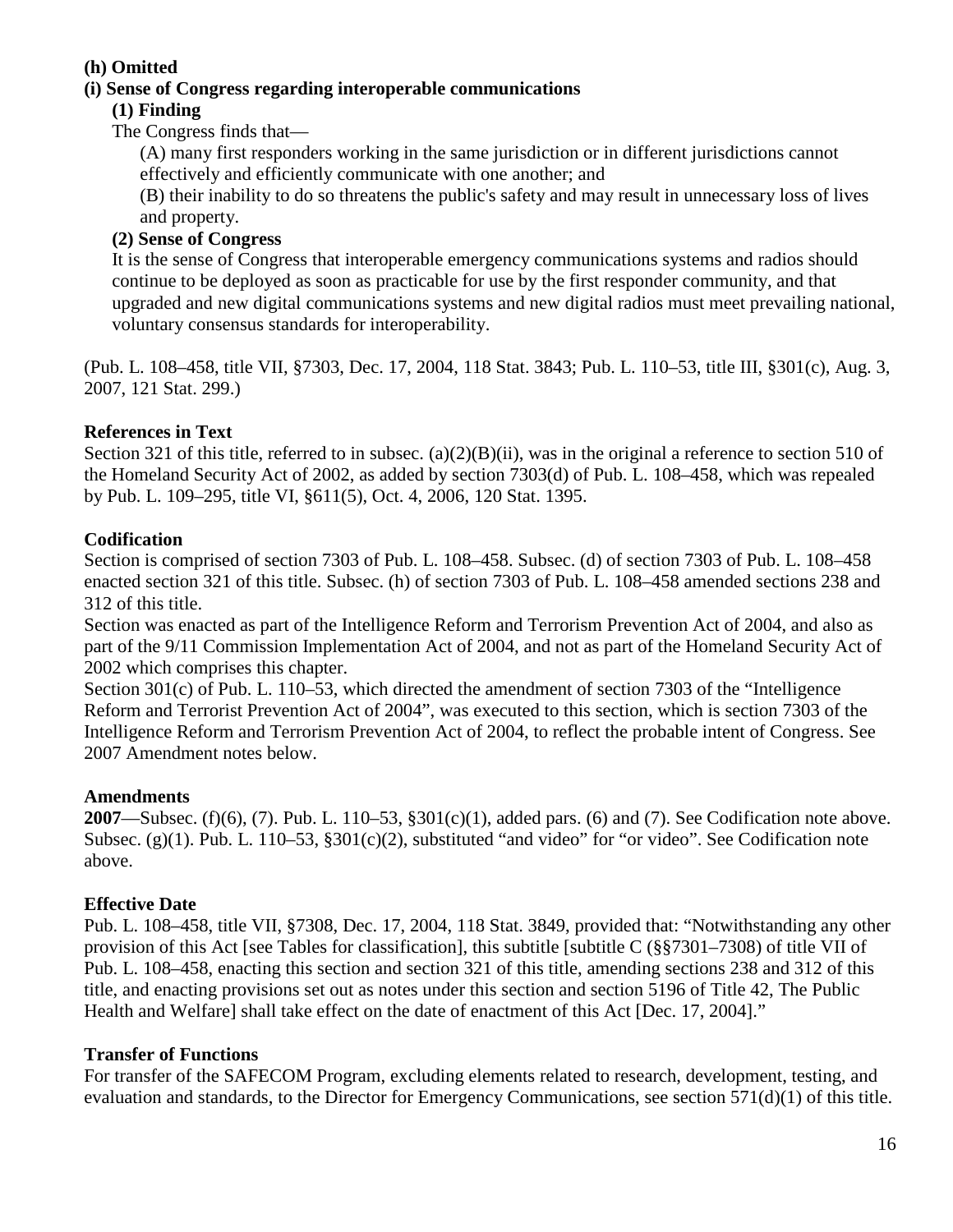**(h) Omitted**

**(i) Sense of Congress regarding interoperable communications**

**(1) Finding**

The Congress finds that—

(A) many first responders working in the same jurisdiction or in different jurisdictions cannot effectively and efficiently communicate with one another; and

(B) their inability to do so threatens the public's safety and may result in unnecessary loss of lives and property.

**(2) Sense of Congress**

It is the sense of Congress that interoperable emergency communications systems and radios should continue to be deployed as soon as practicable for use by the first responder community, and that upgraded and new digital communications systems and new digital radios must meet prevailing national, voluntary consensus standards for interoperability.

(Pub. L. 108–458, title VII, §7303, Dec. 17, 2004, 118 Stat. 3843; Pub. L. 110–53, title III, §301(c), Aug. 3, 2007, 121 Stat. 299.)

**References in Text**

Section 321 of this title, referred to in subsec. (a)(2)(B)(ii), was in the original a reference to section 510 of the Homeland Security Act of 2002, as added by section 7303(d) of Pub. L. 108–458, which was repealed by Pub. L. 109–295, title VI, §611(5), Oct. 4, 2006, 120 Stat. 1395.

**Codification**

Section is comprised of section 7303 of Pub. L. 108–458. Subsec. (d) of section 7303 of Pub. L. 108–458 enacted section 321 of this title. Subsec. (h) of section 7303 of Pub. L. 108–458 amended sections 238 and 312 of this title.

Section was enacted as part of the Intelligence Reform and Terrorism Prevention Act of 2004, and also as part of the 9/11 Commission Implementation Act of 2004, and not as part of the Homeland Security Act of 2002 which comprises this chapter.

Section 301(c) of Pub. L. 110–53, which directed the amendment of section 7303 of the "Intelligence Reform and Terrorist Prevention Act of 2004", was executed to this section, which is section 7303 of the Intelligence Reform and Terrorism Prevention Act of 2004, to reflect the probable intent of Congress. See 2007 Amendment notes below.

**Amendments**

**2007**—Subsec. (f)(6), (7). Pub. L. 110–53, §301(c)(1), added pars. (6) and (7). See Codification note above.

Subsec. (g)(1). Pub. L. 110–53, §301(c)(2), substituted "and video" for "or video". See Codification note above.

**Effective Date**

Pub. L. 108–458, title VII, §7308, Dec. 17, 2004, 118 Stat. 3849, provided that: "Notwithstanding any other provision of this Act [see Tables for classification], this subtitle [subtitle C (§§7301–7308) of title VII of Pub. L. 108–458, enacting this section and section 321 of this title, amending sections 238 and 312 of this title, and enacting provisions set out as notes under this section and section 5196 of Title 42, The Public Health and Welfare] shall take effect on the date of enactment of this Act [Dec. 17, 2004]."

**Transfer of Functions**

For transfer of the SAFECOM Program, excluding elements related to research, development, testing, and evaluation and standards, to the Director for Emergency Communications, see section 571(d)(1) of this title.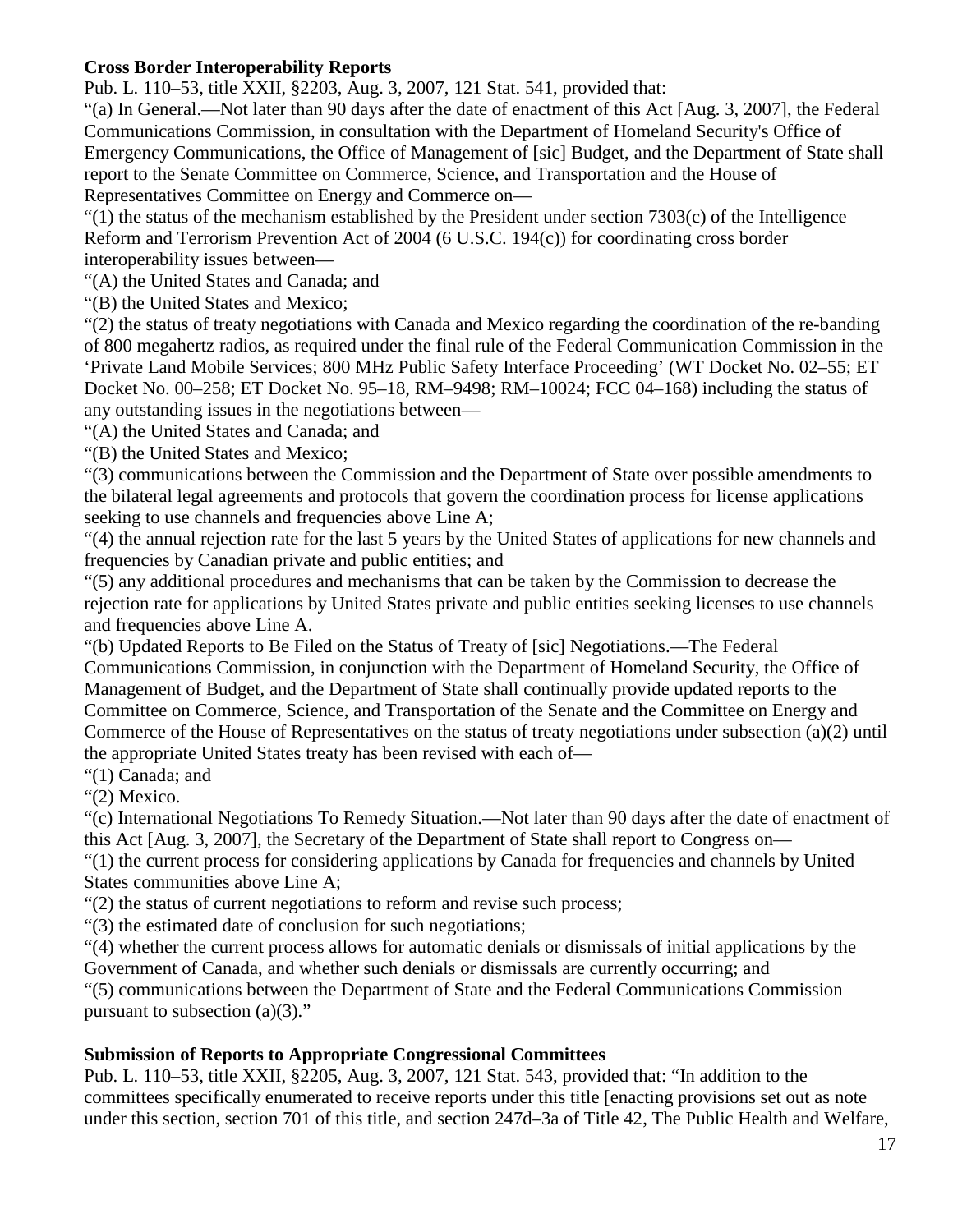**Cross Border Interoperability Reports**

Pub. L. 110–53, title XXII, §2203, Aug. 3, 2007, 121 Stat. 541, provided that:

"(a) In General.—Not later than 90 days after the date of enactment of this Act [Aug. 3, 2007], the Federal Communications Commission, in consultation with the Department of Homeland Security's Office of Emergency Communications, the Office of Management of [sic] Budget, and the Department of State shall report to the Senate Committee on Commerce, Science, and Transportation and the House of Representatives Committee on Energy and Commerce on—

"(1) the status of the mechanism established by the President under section 7303(c) of the Intelligence Reform and Terrorism Prevention Act of 2004 (6 U.S.C. 194(c)) for coordinating cross border interoperability issues between—

"(A) the United States and Canada; and

"(B) the United States and Mexico;

"(2) the status of treaty negotiations with Canada and Mexico regarding the coordination of the re-banding of 800 megahertz radios, as required under the final rule of the Federal Communication Commission in the 'Private Land Mobile Services; 800 MHz Public Safety Interface Proceeding' (WT Docket No. 02–55; ET Docket No. 00–258; ET Docket No. 95–18, RM–9498; RM–10024; FCC 04–168) including the status of any outstanding issues in the negotiations between—

"(A) the United States and Canada; and

"(B) the United States and Mexico;

"(3) communications between the Commission and the Department of State over possible amendments to the bilateral legal agreements and protocols that govern the coordination process for license applications seeking to use channels and frequencies above Line A;

"(4) the annual rejection rate for the last 5 years by the United States of applications for new channels and frequencies by Canadian private and public entities; and

"(5) any additional procedures and mechanisms that can be taken by the Commission to decrease the rejection rate for applications by United States private and public entities seeking licenses to use channels and frequencies above Line A.

"(b) Updated Reports to Be Filed on the Status of Treaty of [sic] Negotiations.—The Federal Communications Commission, in conjunction with the Department of Homeland Security, the Office of Management of Budget, and the Department of State shall continually provide updated reports to the Committee on Commerce, Science, and Transportation of the Senate and the Committee on Energy and Commerce of the House of Representatives on the status of treaty negotiations under subsection (a)(2) until the appropriate United States treaty has been revised with each of—

"(1) Canada; and

"(2) Mexico.

"(c) International Negotiations To Remedy Situation.—Not later than 90 days after the date of enactment of this Act [Aug. 3, 2007], the Secretary of the Department of State shall report to Congress on—

"(1) the current process for considering applications by Canada for frequencies and channels by United States communities above Line A;

"(2) the status of current negotiations to reform and revise such process;

"(3) the estimated date of conclusion for such negotiations;

"(4) whether the current process allows for automatic denials or dismissals of initial applications by the Government of Canada, and whether such denials or dismissals are currently occurring; and

"(5) communications between the Department of State and the Federal Communications Commission pursuant to subsection (a)(3)."

**Submission of Reports to Appropriate Congressional Committees**

Pub. L. 110–53, title XXII, §2205, Aug. 3, 2007, 121 Stat. 543, provided that: "In addition to the committees specifically enumerated to receive reports under this title [enacting provisions set out as note under this section, section 701 of this title, and section 247d–3a of Title 42, The Public Health and Welfare,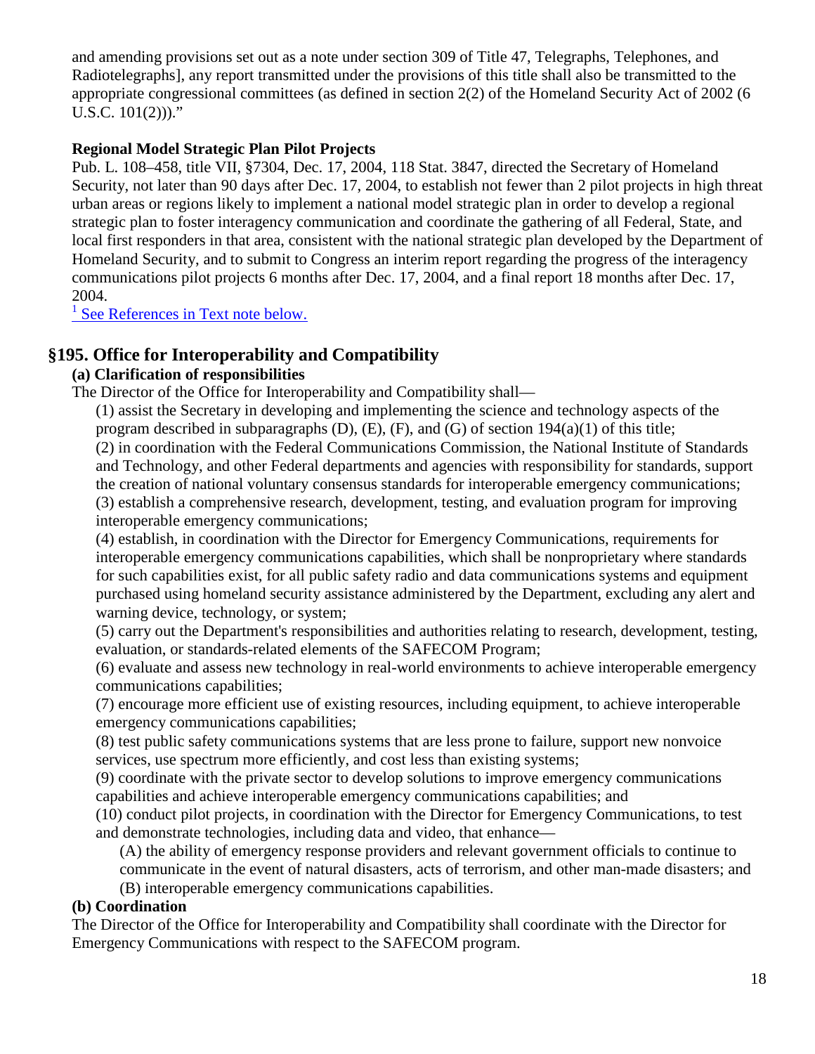and amending provisions set out as a note under section 309 of Title 47, Telegraphs, Telephones, and Radiotelegraphs], any report transmitted under the provisions of this title shall also be transmitted to the appropriate congressional committees (as defined in section 2(2) of the Homeland Security Act of 2002 (6 U.S.C. 101(2)))."

**Regional Model Strategic Plan Pilot Projects**

Pub. L. 108–458, title VII, §7304, Dec. 17, 2004, 118 Stat. 3847, directed the Secretary of Homeland Security, not later than 90 days after Dec. 17, 2004, to establish not fewer than 2 pilot projects in high threat urban areas or regions likely to implement a national model strategic plan in order to develop a regional strategic plan to foster interagency communication and coordinate the gathering of all Federal, State, and local first responders in that area, consistent with the national strategic plan developed by the Department of Homeland Security, and to submit to Congress an interim report regarding the progress of the interagency communications pilot projects 6 months after Dec. 17, 2004, and a final report 18 months after Dec. 17, 2004.

[1] See References in Text note below.

## §195. Office for Interoperability and Compatibility

**(a) Clarification of responsibilities**

The Director of the Office for Interoperability and Compatibility shall—

(1) assist the Secretary in developing and implementing the science and technology aspects of the program described in subparagraphs (D), (E), (F), and (G) of section 194(a)(1) of this title;

(2) in coordination with the Federal Communications Commission, the National Institute of Standards and Technology, and other Federal departments and agencies with responsibility for standards, support the creation of national voluntary consensus standards for interoperable emergency communications;

(3) establish a comprehensive research, development, testing, and evaluation program for improving interoperable emergency communications;

(4) establish, in coordination with the Director for Emergency Communications, requirements for interoperable emergency communications capabilities, which shall be nonproprietary where standards for such capabilities exist, for all public safety radio and data communications systems and equipment purchased using homeland security assistance administered by the Department, excluding any alert and warning device, technology, or system;

(5) carry out the Department's responsibilities and authorities relating to research, development, testing, evaluation, or standards-related elements of the SAFECOM Program;

(6) evaluate and assess new technology in real-world environments to achieve interoperable emergency communications capabilities;

(7) encourage more efficient use of existing resources, including equipment, to achieve interoperable emergency communications capabilities;

(8) test public safety communications systems that are less prone to failure, support new nonvoice services, use spectrum more efficiently, and cost less than existing systems;

(9) coordinate with the private sector to develop solutions to improve emergency communications capabilities and achieve interoperable emergency communications capabilities; and

(10) conduct pilot projects, in coordination with the Director for Emergency Communications, to test and demonstrate technologies, including data and video, that enhance—

(A) the ability of emergency response providers and relevant government officials to continue to communicate in the event of natural disasters, acts of terrorism, and other man-made disasters; and

(B) interoperable emergency communications capabilities.

**(b) Coordination**

The Director of the Office for Interoperability and Compatibility shall coordinate with the Director for Emergency Communications with respect to the SAFECOM program.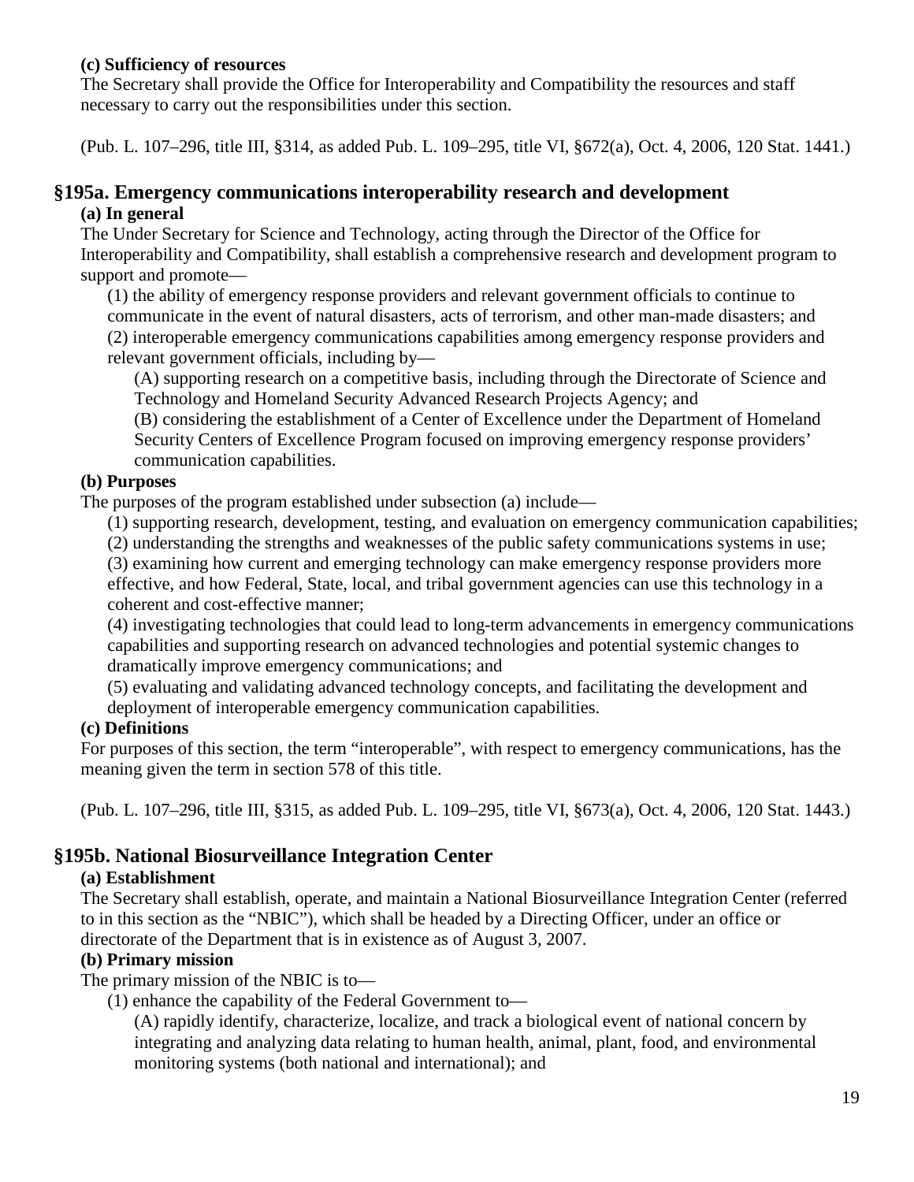**(c) Sufficiency of resources**

The Secretary shall provide the Office for Interoperability and Compatibility the resources and staff necessary to carry out the responsibilities under this section.

(Pub. L. 107–296, title III, §314, as added Pub. L. 109–295, title VI, §672(a), Oct. 4, 2006, 120 Stat. 1441.)

## §195a. Emergency communications interoperability research and development

**(a) In general**

The Under Secretary for Science and Technology, acting through the Director of the Office for Interoperability and Compatibility, shall establish a comprehensive research and development program to support and promote—

(1) the ability of emergency response providers and relevant government officials to continue to communicate in the event of natural disasters, acts of terrorism, and other man-made disasters; and

(2) interoperable emergency communications capabilities among emergency response providers and relevant government officials, including by—

(A) supporting research on a competitive basis, including through the Directorate of Science and Technology and Homeland Security Advanced Research Projects Agency; and

(B) considering the establishment of a Center of Excellence under the Department of Homeland Security Centers of Excellence Program focused on improving emergency response providers' communication capabilities.

**(b) Purposes**

The purposes of the program established under subsection (a) include—

(1) supporting research, development, testing, and evaluation on emergency communication capabilities;

(2) understanding the strengths and weaknesses of the public safety communications systems in use;

(3) examining how current and emerging technology can make emergency response providers more effective, and how Federal, State, local, and tribal government agencies can use this technology in a coherent and cost-effective manner;

(4) investigating technologies that could lead to long-term advancements in emergency communications capabilities and supporting research on advanced technologies and potential systemic changes to dramatically improve emergency communications; and

(5) evaluating and validating advanced technology concepts, and facilitating the development and deployment of interoperable emergency communication capabilities.

**(c) Definitions**

For purposes of this section, the term "interoperable", with respect to emergency communications, has the meaning given the term in section 578 of this title.

(Pub. L. 107–296, title III, §315, as added Pub. L. 109–295, title VI, §673(a), Oct. 4, 2006, 120 Stat. 1443.)

## §195b. National Biosurveillance Integration Center

**(a) Establishment**

The Secretary shall establish, operate, and maintain a National Biosurveillance Integration Center (referred to in this section as the "NBIC"), which shall be headed by a Directing Officer, under an office or directorate of the Department that is in existence as of August 3, 2007.

**(b) Primary mission**

The primary mission of the NBIC is to—

(1) enhance the capability of the Federal Government to—

(A) rapidly identify, characterize, localize, and track a biological event of national concern by integrating and analyzing data relating to human health, animal, plant, food, and environmental monitoring systems (both national and international); and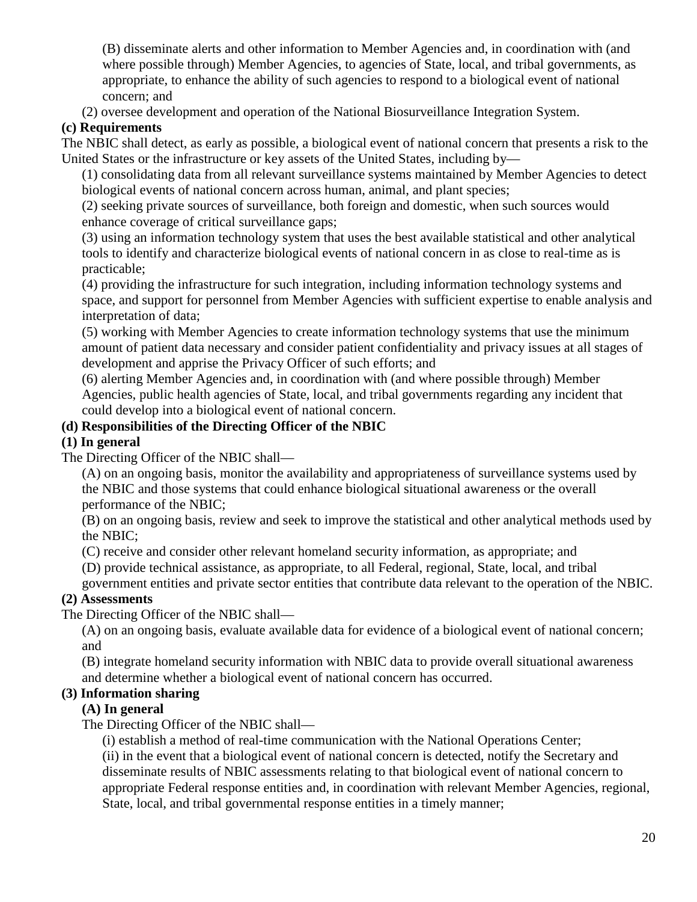(B) disseminate alerts and other information to Member Agencies and, in coordination with (and where possible through) Member Agencies, to agencies of State, local, and tribal governments, as appropriate, to enhance the ability of such agencies to respond to a biological event of national concern; and

(2) oversee development and operation of the National Biosurveillance Integration System.

**(c) Requirements**

The NBIC shall detect, as early as possible, a biological event of national concern that presents a risk to the United States or the infrastructure or key assets of the United States, including by—

(1) consolidating data from all relevant surveillance systems maintained by Member Agencies to detect biological events of national concern across human, animal, and plant species;

(2) seeking private sources of surveillance, both foreign and domestic, when such sources would enhance coverage of critical surveillance gaps;

(3) using an information technology system that uses the best available statistical and other analytical tools to identify and characterize biological events of national concern in as close to real-time as is practicable;

(4) providing the infrastructure for such integration, including information technology systems and space, and support for personnel from Member Agencies with sufficient expertise to enable analysis and interpretation of data;

(5) working with Member Agencies to create information technology systems that use the minimum amount of patient data necessary and consider patient confidentiality and privacy issues at all stages of development and apprise the Privacy Officer of such efforts; and

(6) alerting Member Agencies and, in coordination with (and where possible through) Member Agencies, public health agencies of State, local, and tribal governments regarding any incident that could develop into a biological event of national concern.

**(d) Responsibilities of the Directing Officer of the NBIC**

**(1) In general**

The Directing Officer of the NBIC shall—

(A) on an ongoing basis, monitor the availability and appropriateness of surveillance systems used by the NBIC and those systems that could enhance biological situational awareness or the overall performance of the NBIC;

(B) on an ongoing basis, review and seek to improve the statistical and other analytical methods used by the NBIC;

(C) receive and consider other relevant homeland security information, as appropriate; and

(D) provide technical assistance, as appropriate, to all Federal, regional, State, local, and tribal government entities and private sector entities that contribute data relevant to the operation of the NBIC.

**(2) Assessments**

The Directing Officer of the NBIC shall—

(A) on an ongoing basis, evaluate available data for evidence of a biological event of national concern; and

(B) integrate homeland security information with NBIC data to provide overall situational awareness and determine whether a biological event of national concern has occurred.

**(3) Information sharing**

**(A) In general**

The Directing Officer of the NBIC shall—

(i) establish a method of real-time communication with the National Operations Center;

(ii) in the event that a biological event of national concern is detected, notify the Secretary and disseminate results of NBIC assessments relating to that biological event of national concern to appropriate Federal response entities and, in coordination with relevant Member Agencies, regional, State, local, and tribal governmental response entities in a timely manner;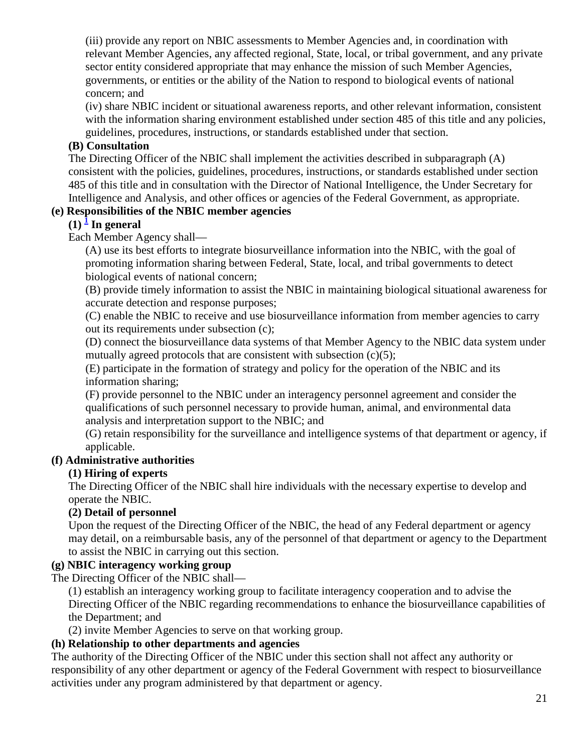(iii) provide any report on NBIC assessments to Member Agencies and, in coordination with relevant Member Agencies, any affected regional, State, local, or tribal government, and any private sector entity considered appropriate that may enhance the mission of such Member Agencies, governments, or entities or the ability of the Nation to respond to biological events of national concern; and

(iv) share NBIC incident or situational awareness reports, and other relevant information, consistent with the information sharing environment established under section 485 of this title and any policies, guidelines, procedures, instructions, or standards established under that section.

**(B) Consultation**

The Directing Officer of the NBIC shall implement the activities described in subparagraph (A) consistent with the policies, guidelines, procedures, instructions, or standards established under section 485 of this title and in consultation with the Director of National Intelligence, the Under Secretary for Intelligence and Analysis, and other offices or agencies of the Federal Government, as appropriate.

**(e) Responsibilities of the NBIC member agencies**

**(1) [1] In general**

Each Member Agency shall—

(A) use its best efforts to integrate biosurveillance information into the NBIC, with the goal of promoting information sharing between Federal, State, local, and tribal governments to detect biological events of national concern;

(B) provide timely information to assist the NBIC in maintaining biological situational awareness for accurate detection and response purposes;

(C) enable the NBIC to receive and use biosurveillance information from member agencies to carry out its requirements under subsection (c);

(D) connect the biosurveillance data systems of that Member Agency to the NBIC data system under mutually agreed protocols that are consistent with subsection (c)(5);

(E) participate in the formation of strategy and policy for the operation of the NBIC and its information sharing;

(F) provide personnel to the NBIC under an interagency personnel agreement and consider the qualifications of such personnel necessary to provide human, animal, and environmental data analysis and interpretation support to the NBIC; and

(G) retain responsibility for the surveillance and intelligence systems of that department or agency, if applicable.

**(f) Administrative authorities**

**(1) Hiring of experts**

The Directing Officer of the NBIC shall hire individuals with the necessary expertise to develop and operate the NBIC.

**(2) Detail of personnel**

Upon the request of the Directing Officer of the NBIC, the head of any Federal department or agency may detail, on a reimbursable basis, any of the personnel of that department or agency to the Department to assist the NBIC in carrying out this section.

**(g) NBIC interagency working group**

The Directing Officer of the NBIC shall—

(1) establish an interagency working group to facilitate interagency cooperation and to advise the Directing Officer of the NBIC regarding recommendations to enhance the biosurveillance capabilities of the Department; and

(2) invite Member Agencies to serve on that working group.

**(h) Relationship to other departments and agencies**

The authority of the Directing Officer of the NBIC under this section shall not affect any authority or responsibility of any other department or agency of the Federal Government with respect to biosurveillance activities under any program administered by that department or agency.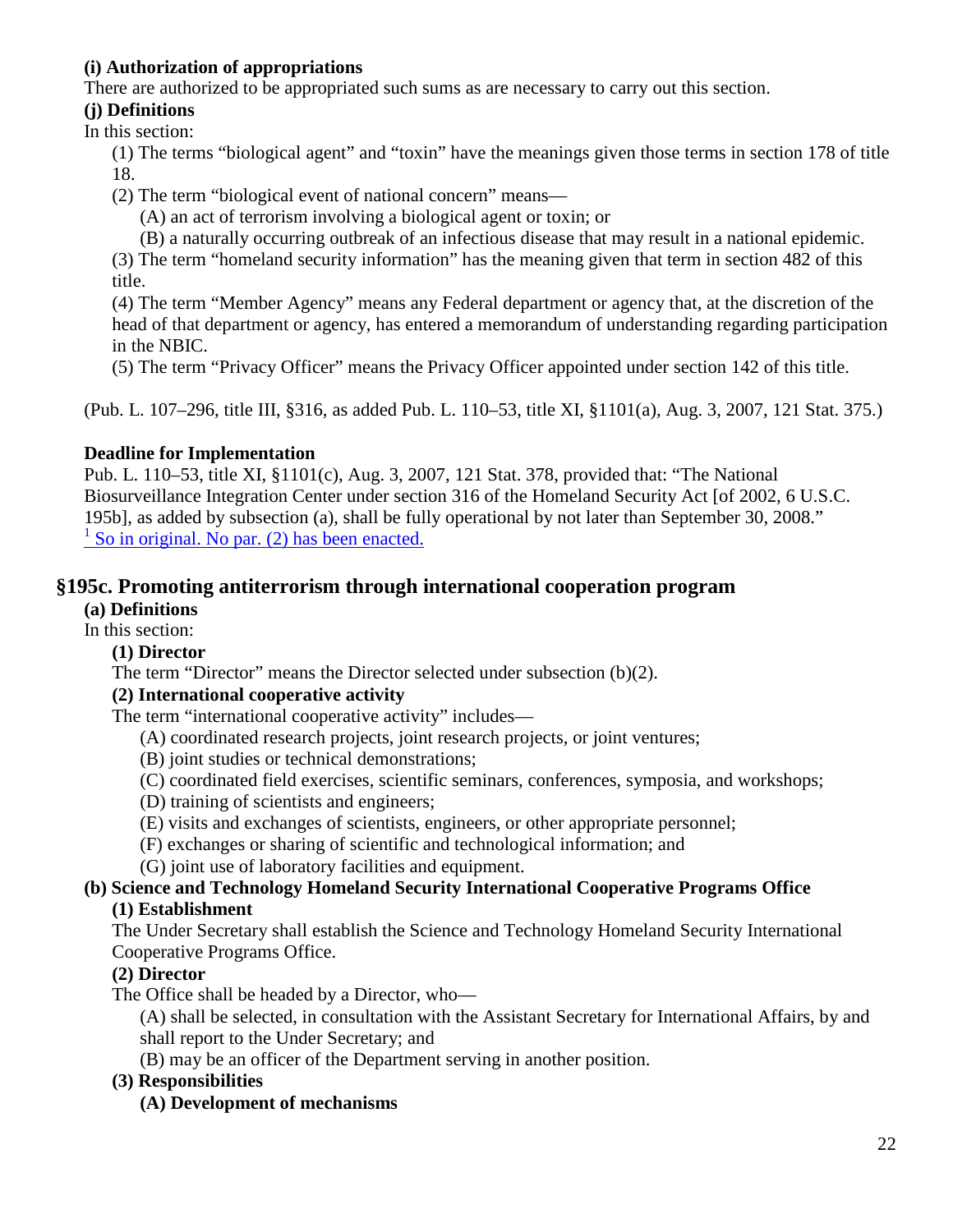**(i) Authorization of appropriations**

There are authorized to be appropriated such sums as are necessary to carry out this section.

**(j) Definitions**

In this section:

(1) The terms "biological agent" and "toxin" have the meanings given those terms in section 178 of title 18.

(2) The term "biological event of national concern" means—

(A) an act of terrorism involving a biological agent or toxin; or

(B) a naturally occurring outbreak of an infectious disease that may result in a national epidemic.

(3) The term "homeland security information" has the meaning given that term in section 482 of this title.

(4) The term "Member Agency" means any Federal department or agency that, at the discretion of the head of that department or agency, has entered a memorandum of understanding regarding participation in the NBIC.

(5) The term "Privacy Officer" means the Privacy Officer appointed under section 142 of this title.

(Pub. L. 107–296, title III, §316, as added Pub. L. 110–53, title XI, §1101(a), Aug. 3, 2007, 121 Stat. 375.)

**Deadline for Implementation**

Pub. L. 110–53, title XI, §1101(c), Aug. 3, 2007, 121 Stat. 378, provided that: "The National Biosurveillance Integration Center under section 316 of the Homeland Security Act [of 2002, 6 U.S.C. 195b], as added by subsection (a), shall be fully operational by not later than September 30, 2008."

[1] So in original. No par. (2) has been enacted.

## §195c. Promoting antiterrorism through international cooperation program

**(a) Definitions**

In this section:

**(1) Director**

The term "Director" means the Director selected under subsection (b)(2).

**(2) International cooperative activity**

The term "international cooperative activity" includes—

(A) coordinated research projects, joint research projects, or joint ventures;

(B) joint studies or technical demonstrations;

(C) coordinated field exercises, scientific seminars, conferences, symposia, and workshops;

(D) training of scientists and engineers;

(E) visits and exchanges of scientists, engineers, or other appropriate personnel;

(F) exchanges or sharing of scientific and technological information; and

(G) joint use of laboratory facilities and equipment.

**(b) Science and Technology Homeland Security International Cooperative Programs Office**

**(1) Establishment**

The Under Secretary shall establish the Science and Technology Homeland Security International Cooperative Programs Office.

**(2) Director**

The Office shall be headed by a Director, who—

(A) shall be selected, in consultation with the Assistant Secretary for International Affairs, by and shall report to the Under Secretary; and

(B) may be an officer of the Department serving in another position.

**(3) Responsibilities**

**(A) Development of mechanisms**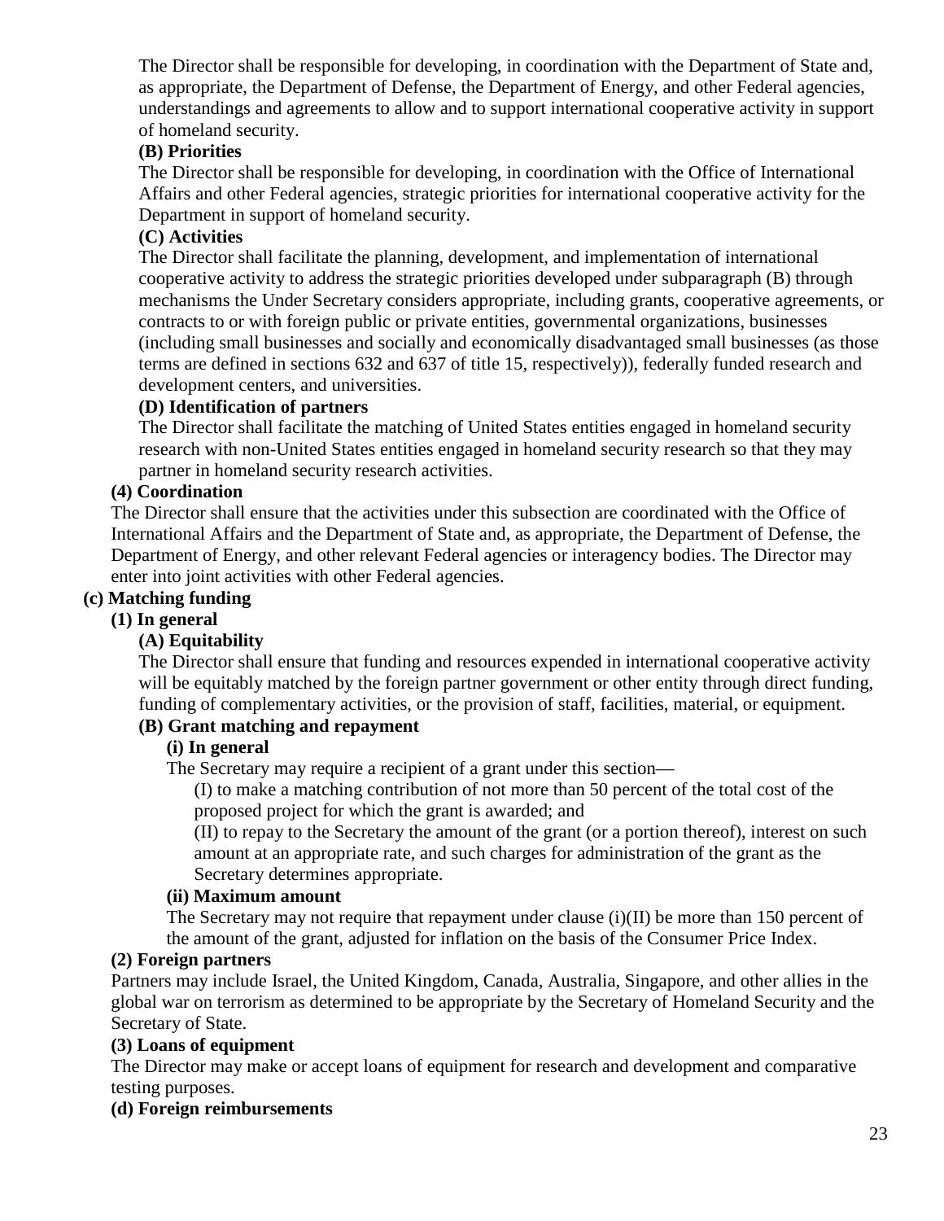The Director shall be responsible for developing, in coordination with the Department of State and, as appropriate, the Department of Defense, the Department of Energy, and other Federal agencies, understandings and agreements to allow and to support international cooperative activity in support of homeland security.

**(B) Priorities**

The Director shall be responsible for developing, in coordination with the Office of International Affairs and other Federal agencies, strategic priorities for international cooperative activity for the Department in support of homeland security.

**(C) Activities**

The Director shall facilitate the planning, development, and implementation of international cooperative activity to address the strategic priorities developed under subparagraph (B) through mechanisms the Under Secretary considers appropriate, including grants, cooperative agreements, or contracts to or with foreign public or private entities, governmental organizations, businesses (including small businesses and socially and economically disadvantaged small businesses (as those terms are defined in sections 632 and 637 of title 15, respectively)), federally funded research and development centers, and universities.

**(D) Identification of partners**

The Director shall facilitate the matching of United States entities engaged in homeland security research with non-United States entities engaged in homeland security research so that they may partner in homeland security research activities.

**(4) Coordination**

The Director shall ensure that the activities under this subsection are coordinated with the Office of International Affairs and the Department of State and, as appropriate, the Department of Defense, the Department of Energy, and other relevant Federal agencies or interagency bodies. The Director may enter into joint activities with other Federal agencies.

**(c) Matching funding**

**(1) In general**

**(A) Equitability**

The Director shall ensure that funding and resources expended in international cooperative activity will be equitably matched by the foreign partner government or other entity through direct funding, funding of complementary activities, or the provision of staff, facilities, material, or equipment.

**(B) Grant matching and repayment**

**(i) In general**

The Secretary may require a recipient of a grant under this section—

(I) to make a matching contribution of not more than 50 percent of the total cost of the proposed project for which the grant is awarded; and

(II) to repay to the Secretary the amount of the grant (or a portion thereof), interest on such amount at an appropriate rate, and such charges for administration of the grant as the Secretary determines appropriate.

**(ii) Maximum amount**

The Secretary may not require that repayment under clause (i)(II) be more than 150 percent of the amount of the grant, adjusted for inflation on the basis of the Consumer Price Index.

**(2) Foreign partners**

Partners may include Israel, the United Kingdom, Canada, Australia, Singapore, and other allies in the global war on terrorism as determined to be appropriate by the Secretary of Homeland Security and the Secretary of State.

**(3) Loans of equipment**

The Director may make or accept loans of equipment for research and development and comparative testing purposes.

**(d) Foreign reimbursements**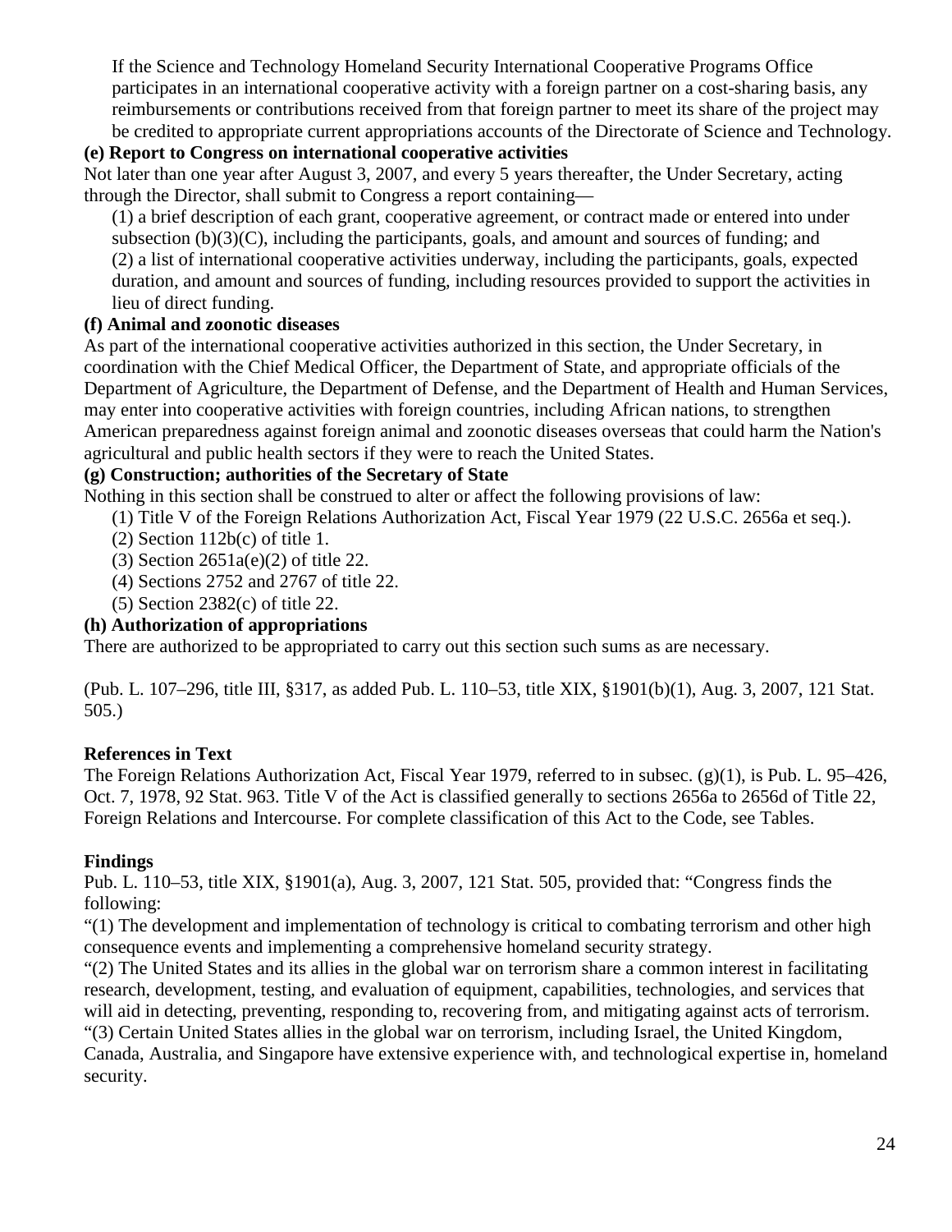If the Science and Technology Homeland Security International Cooperative Programs Office participates in an international cooperative activity with a foreign partner on a cost-sharing basis, any reimbursements or contributions received from that foreign partner to meet its share of the project may be credited to appropriate current appropriations accounts of the Directorate of Science and Technology.

**(e) Report to Congress on international cooperative activities**

Not later than one year after August 3, 2007, and every 5 years thereafter, the Under Secretary, acting through the Director, shall submit to Congress a report containing—

(1) a brief description of each grant, cooperative agreement, or contract made or entered into under subsection (b)(3)(C), including the participants, goals, and amount and sources of funding; and

(2) a list of international cooperative activities underway, including the participants, goals, expected duration, and amount and sources of funding, including resources provided to support the activities in lieu of direct funding.

**(f) Animal and zoonotic diseases**

As part of the international cooperative activities authorized in this section, the Under Secretary, in coordination with the Chief Medical Officer, the Department of State, and appropriate officials of the Department of Agriculture, the Department of Defense, and the Department of Health and Human Services, may enter into cooperative activities with foreign countries, including African nations, to strengthen American preparedness against foreign animal and zoonotic diseases overseas that could harm the Nation's agricultural and public health sectors if they were to reach the United States.

**(g) Construction; authorities of the Secretary of State**

Nothing in this section shall be construed to alter or affect the following provisions of law:

(1) Title V of the Foreign Relations Authorization Act, Fiscal Year 1979 (22 U.S.C. 2656a et seq.).

(2) Section 112b(c) of title 1.

(3) Section 2651a(e)(2) of title 22.

(4) Sections 2752 and 2767 of title 22.

(5) Section 2382(c) of title 22.

**(h) Authorization of appropriations**

There are authorized to be appropriated to carry out this section such sums as are necessary.

(Pub. L. 107–296, title III, §317, as added Pub. L. 110–53, title XIX, §1901(b)(1), Aug. 3, 2007, 121 Stat. 505.)

**References in Text**

The Foreign Relations Authorization Act, Fiscal Year 1979, referred to in subsec. (g)(1), is Pub. L. 95–426, Oct. 7, 1978, 92 Stat. 963. Title V of the Act is classified generally to sections 2656a to 2656d of Title 22, Foreign Relations and Intercourse. For complete classification of this Act to the Code, see Tables.

**Findings**

Pub. L. 110–53, title XIX, §1901(a), Aug. 3, 2007, 121 Stat. 505, provided that: "Congress finds the following:

"(1) The development and implementation of technology is critical to combating terrorism and other high consequence events and implementing a comprehensive homeland security strategy.

"(2) The United States and its allies in the global war on terrorism share a common interest in facilitating research, development, testing, and evaluation of equipment, capabilities, technologies, and services that will aid in detecting, preventing, responding to, recovering from, and mitigating against acts of terrorism.

"(3) Certain United States allies in the global war on terrorism, including Israel, the United Kingdom, Canada, Australia, and Singapore have extensive experience with, and technological expertise in, homeland security.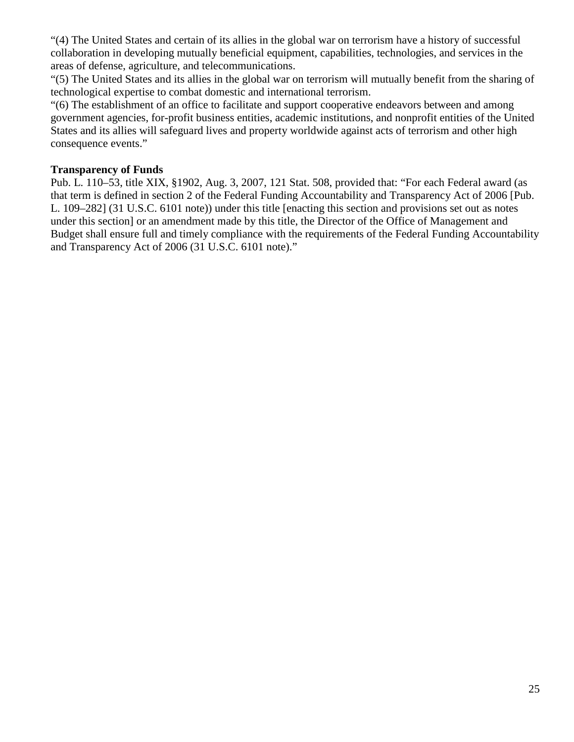“(4) The United States and certain of its allies in the global war on terrorism have a history of successful collaboration in developing mutually beneficial equipment, capabilities, technologies, and services in the areas of defense, agriculture, and telecommunications.

“(5) The United States and its allies in the global war on terrorism will mutually benefit from the sharing of technological expertise to combat domestic and international terrorism.

“(6) The establishment of an office to facilitate and support cooperative endeavors between and among government agencies, for-profit business entities, academic institutions, and nonprofit entities of the United States and its allies will safeguard lives and property worldwide against acts of terrorism and other high consequence events.”

**Transparency of Funds**

Pub. L. 110–53, title XIX, §1902, Aug. 3, 2007, 121 Stat. 508, provided that: “For each Federal award (as that term is defined in section 2 of the Federal Funding Accountability and Transparency Act of 2006 [Pub. L. 109–282] (31 U.S.C. 6101 note)) under this title [enacting this section and provisions set out as notes under this section] or an amendment made by this title, the Director of the Office of Management and Budget shall ensure full and timely compliance with the requirements of the Federal Funding Accountability and Transparency Act of 2006 (31 U.S.C. 6101 note).”